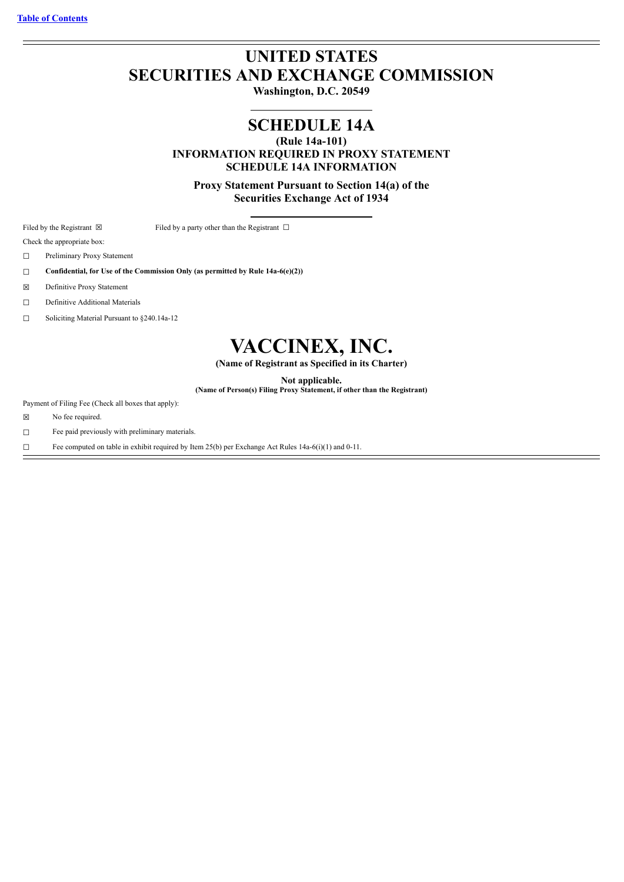[Table of Contents](#)

# UNITED STATES
# SECURITIES AND EXCHANGE COMMISSION

**Washington, D.C. 20549**

---

# SCHEDULE 14A

**(Rule 14a-101)**
**INFORMATION REQUIRED IN PROXY STATEMENT**
**SCHEDULE 14A INFORMATION**

**Proxy Statement Pursuant to Section 14(a) of the**
**Securities Exchange Act of 1934**

---

Filed by the Registrant ☒ Filed by a party other than the Registrant ☐

Check the appropriate box:

☐ Preliminary Proxy Statement

☐ **Confidential, for Use of the Commission Only (as permitted by Rule 14a-6(e)(2))**

☒ Definitive Proxy Statement

☐ Definitive Additional Materials

☐ Soliciting Material Pursuant to §240.14a-12

# VACCINEX, INC.

**(Name of Registrant as Specified in its Charter)**

**Not applicable.**
**(Name of Person(s) Filing Proxy Statement, if other than the Registrant)**

Payment of Filing Fee (Check all boxes that apply):

☒ No fee required.

☐ Fee paid previously with preliminary materials.

☐ Fee computed on table in exhibit required by Item 25(b) per Exchange Act Rules 14a-6(i)(1) and 0-11.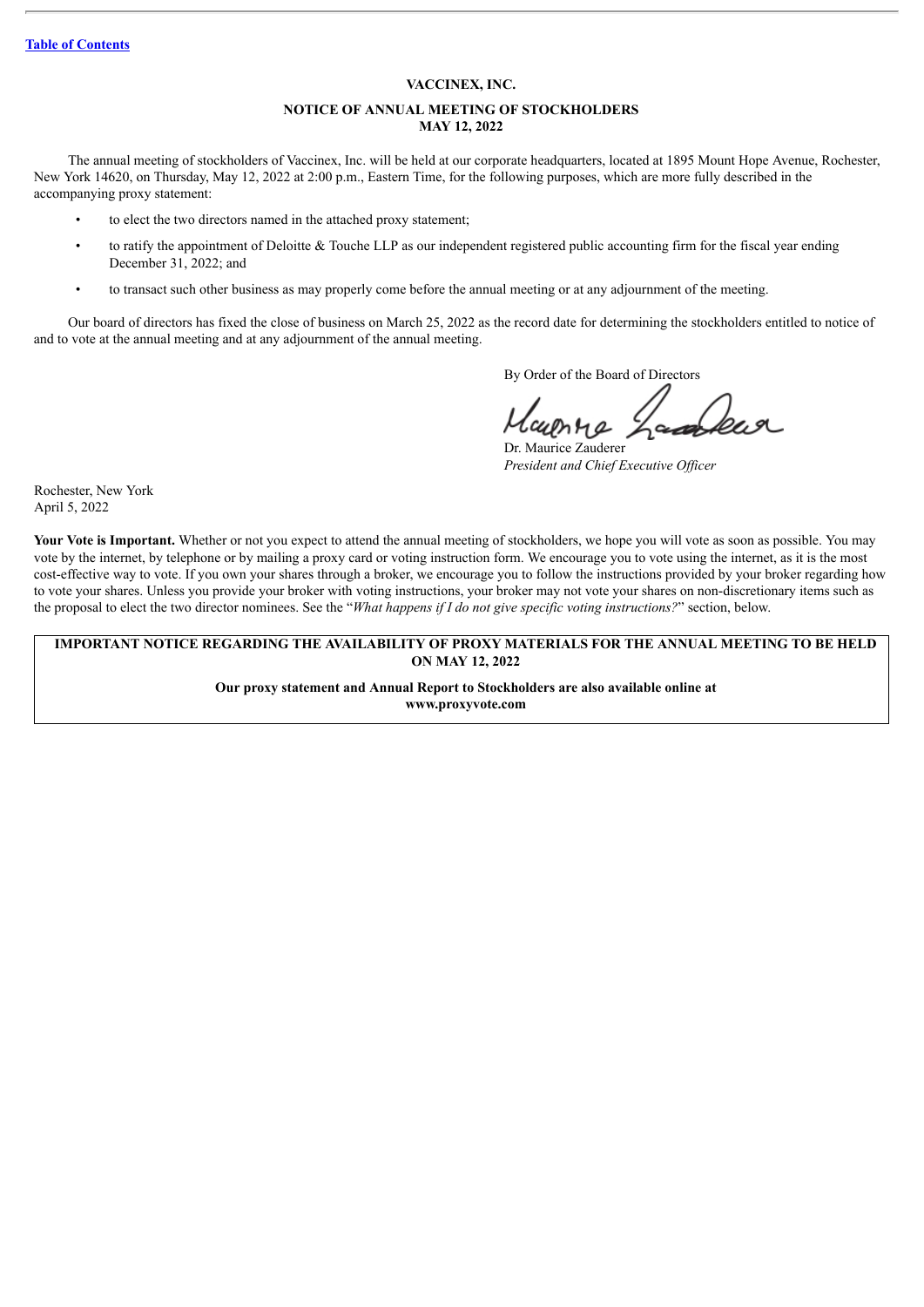Table of Contents

**VACCINEX, INC.**

**NOTICE OF ANNUAL MEETING OF STOCKHOLDERS**
**MAY 12, 2022**

The annual meeting of stockholders of Vaccinex, Inc. will be held at our corporate headquarters, located at 1895 Mount Hope Avenue, Rochester, New York 14620, on Thursday, May 12, 2022 at 2:00 p.m., Eastern Time, for the following purposes, which are more fully described in the accompanying proxy statement:

- to elect the two directors named in the attached proxy statement;
- to ratify the appointment of Deloitte & Touche LLP as our independent registered public accounting firm for the fiscal year ending December 31, 2022; and
- to transact such other business as may properly come before the annual meeting or at any adjournment of the meeting.

Our board of directors has fixed the close of business on March 25, 2022 as the record date for determining the stockholders entitled to notice of and to vote at the annual meeting and at any adjournment of the annual meeting.

By Order of the Board of Directors

Dr. Maurice Zauderer
*President and Chief Executive Officer*

Rochester, New York
April 5, 2022

**Your Vote is Important.** Whether or not you expect to attend the annual meeting of stockholders, we hope you will vote as soon as possible. You may vote by the internet, by telephone or by mailing a proxy card or voting instruction form. We encourage you to vote using the internet, as it is the most cost-effective way to vote. If you own your shares through a broker, we encourage you to follow the instructions provided by your broker regarding how to vote your shares. Unless you provide your broker with voting instructions, your broker may not vote your shares on non-discretionary items such as the proposal to elect the two director nominees. See the "*What happens if I do not give specific voting instructions?*" section, below.

**IMPORTANT NOTICE REGARDING THE AVAILABILITY OF PROXY MATERIALS FOR THE ANNUAL MEETING TO BE HELD ON MAY 12, 2022**

**Our proxy statement and Annual Report to Stockholders are also available online at www.proxyvote.com**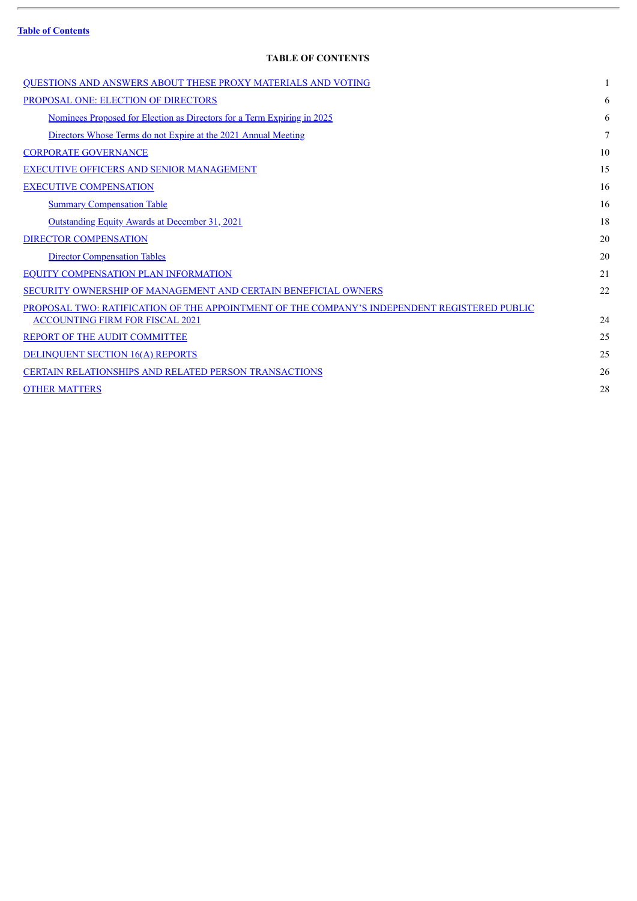Table of Contents

# TABLE OF CONTENTS

| | |
|---|---|
| QUESTIONS AND ANSWERS ABOUT THESE PROXY MATERIALS AND VOTING | 1 |
| PROPOSAL ONE: ELECTION OF DIRECTORS | 6 |
| Nominees Proposed for Election as Directors for a Term Expiring in 2025 | 6 |
| Directors Whose Terms do not Expire at the 2021 Annual Meeting | 7 |
| CORPORATE GOVERNANCE | 10 |
| EXECUTIVE OFFICERS AND SENIOR MANAGEMENT | 15 |
| EXECUTIVE COMPENSATION | 16 |
| Summary Compensation Table | 16 |
| Outstanding Equity Awards at December 31, 2021 | 18 |
| DIRECTOR COMPENSATION | 20 |
| Director Compensation Tables | 20 |
| EQUITY COMPENSATION PLAN INFORMATION | 21 |
| SECURITY OWNERSHIP OF MANAGEMENT AND CERTAIN BENEFICIAL OWNERS | 22 |
| PROPOSAL TWO: RATIFICATION OF THE APPOINTMENT OF THE COMPANY'S INDEPENDENT REGISTERED PUBLIC ACCOUNTING FIRM FOR FISCAL 2021 | 24 |
| REPORT OF THE AUDIT COMMITTEE | 25 |
| DELINQUENT SECTION 16(A) REPORTS | 25 |
| CERTAIN RELATIONSHIPS AND RELATED PERSON TRANSACTIONS | 26 |
| OTHER MATTERS | 28 |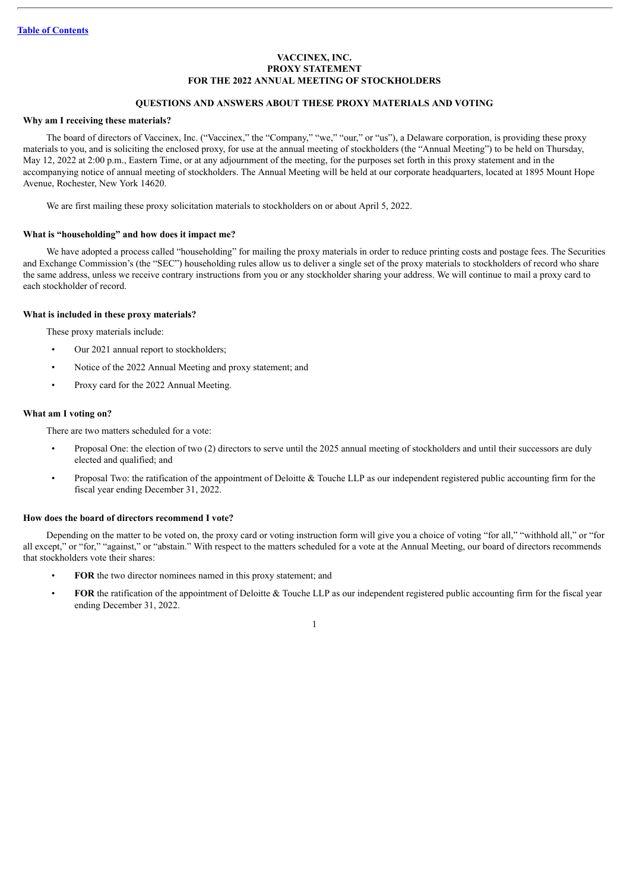# VACCINEX, INC.
# PROXY STATEMENT
# FOR THE 2022 ANNUAL MEETING OF STOCKHOLDERS

## QUESTIONS AND ANSWERS ABOUT THESE PROXY MATERIALS AND VOTING

### Why am I receiving these materials?

The board of directors of Vaccinex, Inc. ("Vaccinex," the "Company," "we," "our," or "us"), a Delaware corporation, is providing these proxy materials to you, and is soliciting the enclosed proxy, for use at the annual meeting of stockholders (the "Annual Meeting") to be held on Thursday, May 12, 2022 at 2:00 p.m., Eastern Time, or at any adjournment of the meeting, for the purposes set forth in this proxy statement and in the accompanying notice of annual meeting of stockholders. The Annual Meeting will be held at our corporate headquarters, located at 1895 Mount Hope Avenue, Rochester, New York 14620.

We are first mailing these proxy solicitation materials to stockholders on or about April 5, 2022.

### What is "householding" and how does it impact me?

We have adopted a process called "householding" for mailing the proxy materials in order to reduce printing costs and postage fees. The Securities and Exchange Commission's (the "SEC") householding rules allow us to deliver a single set of the proxy materials to stockholders of record who share the same address, unless we receive contrary instructions from you or any stockholder sharing your address. We will continue to mail a proxy card to each stockholder of record.

### What is included in these proxy materials?

These proxy materials include:

- Our 2021 annual report to stockholders;
- Notice of the 2022 Annual Meeting and proxy statement; and
- Proxy card for the 2022 Annual Meeting.

### What am I voting on?

There are two matters scheduled for a vote:

- Proposal One: the election of two (2) directors to serve until the 2025 annual meeting of stockholders and until their successors are duly elected and qualified; and
- Proposal Two: the ratification of the appointment of Deloitte & Touche LLP as our independent registered public accounting firm for the fiscal year ending December 31, 2022.

### How does the board of directors recommend I vote?

Depending on the matter to be voted on, the proxy card or voting instruction form will give you a choice of voting "for all," "withhold all," or "for all except," or "for," "against," or "abstain." With respect to the matters scheduled for a vote at the Annual Meeting, our board of directors recommends that stockholders vote their shares:

- **FOR** the two director nominees named in this proxy statement; and
- **FOR** the ratification of the appointment of Deloitte & Touche LLP as our independent registered public accounting firm for the fiscal year ending December 31, 2022.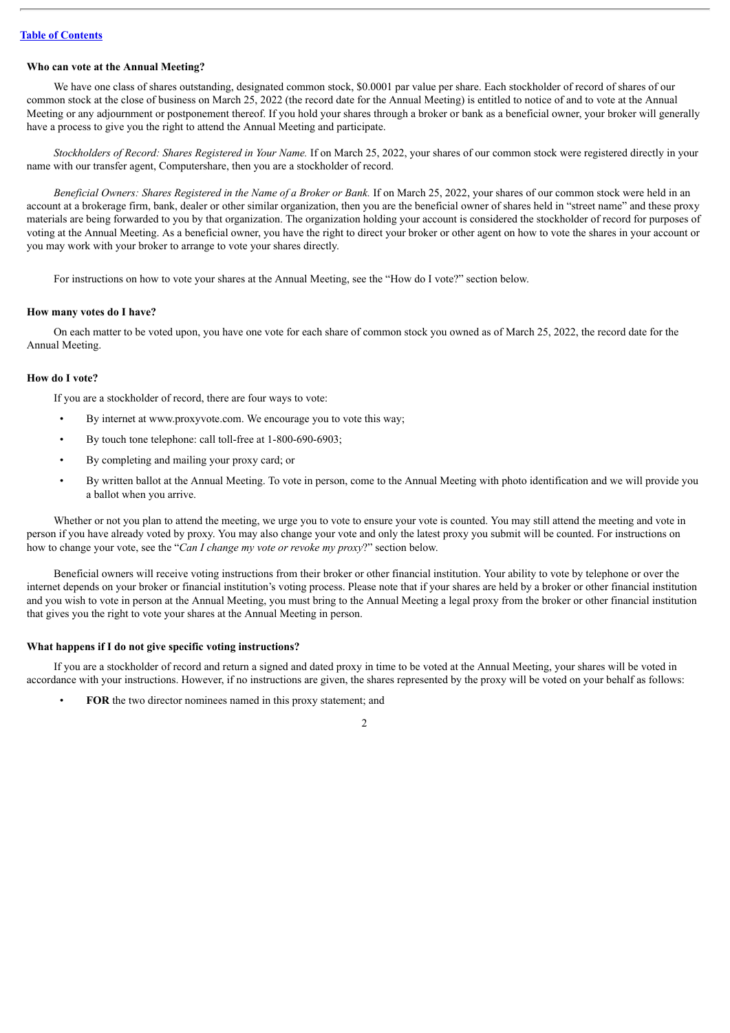**Who can vote at the Annual Meeting?**

We have one class of shares outstanding, designated common stock, $0.0001 par value per share. Each stockholder of record of shares of our common stock at the close of business on March 25, 2022 (the record date for the Annual Meeting) is entitled to notice of and to vote at the Annual Meeting or any adjournment or postponement thereof. If you hold your shares through a broker or bank as a beneficial owner, your broker will generally have a process to give you the right to attend the Annual Meeting and participate.

*Stockholders of Record: Shares Registered in Your Name.* If on March 25, 2022, your shares of our common stock were registered directly in your name with our transfer agent, Computershare, then you are a stockholder of record.

*Beneficial Owners: Shares Registered in the Name of a Broker or Bank.* If on March 25, 2022, your shares of our common stock were held in an account at a brokerage firm, bank, dealer or other similar organization, then you are the beneficial owner of shares held in "street name" and these proxy materials are being forwarded to you by that organization. The organization holding your account is considered the stockholder of record for purposes of voting at the Annual Meeting. As a beneficial owner, you have the right to direct your broker or other agent on how to vote the shares in your account or you may work with your broker to arrange to vote your shares directly.

For instructions on how to vote your shares at the Annual Meeting, see the "How do I vote?" section below.

**How many votes do I have?**

On each matter to be voted upon, you have one vote for each share of common stock you owned as of March 25, 2022, the record date for the Annual Meeting.

**How do I vote?**

If you are a stockholder of record, there are four ways to vote:

- By internet at www.proxyvote.com. We encourage you to vote this way;
- By touch tone telephone: call toll-free at 1-800-690-6903;
- By completing and mailing your proxy card; or
- By written ballot at the Annual Meeting. To vote in person, come to the Annual Meeting with photo identification and we will provide you a ballot when you arrive.

Whether or not you plan to attend the meeting, we urge you to vote to ensure your vote is counted. You may still attend the meeting and vote in person if you have already voted by proxy. You may also change your vote and only the latest proxy you submit will be counted. For instructions on how to change your vote, see the "*Can I change my vote or revoke my proxy*?" section below.

Beneficial owners will receive voting instructions from their broker or other financial institution. Your ability to vote by telephone or over the internet depends on your broker or financial institution's voting process. Please note that if your shares are held by a broker or other financial institution and you wish to vote in person at the Annual Meeting, you must bring to the Annual Meeting a legal proxy from the broker or other financial institution that gives you the right to vote your shares at the Annual Meeting in person.

**What happens if I do not give specific voting instructions?**

If you are a stockholder of record and return a signed and dated proxy in time to be voted at the Annual Meeting, your shares will be voted in accordance with your instructions. However, if no instructions are given, the shares represented by the proxy will be voted on your behalf as follows:

- **FOR** the two director nominees named in this proxy statement; and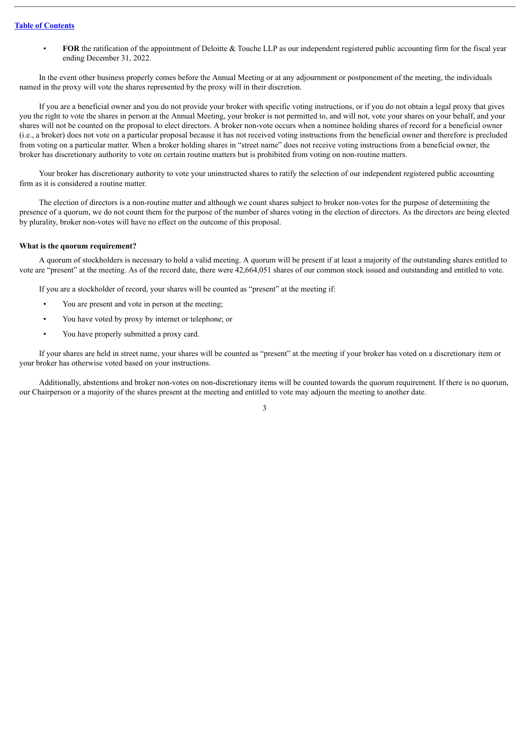- **FOR** the ratification of the appointment of Deloitte & Touche LLP as our independent registered public accounting firm for the fiscal year ending December 31, 2022.

In the event other business properly comes before the Annual Meeting or at any adjournment or postponement of the meeting, the individuals named in the proxy will vote the shares represented by the proxy will in their discretion.

If you are a beneficial owner and you do not provide your broker with specific voting instructions, or if you do not obtain a legal proxy that gives you the right to vote the shares in person at the Annual Meeting, your broker is not permitted to, and will not, vote your shares on your behalf, and your shares will not be counted on the proposal to elect directors. A broker non-vote occurs when a nominee holding shares of record for a beneficial owner (i.e., a broker) does not vote on a particular proposal because it has not received voting instructions from the beneficial owner and therefore is precluded from voting on a particular matter. When a broker holding shares in "street name" does not receive voting instructions from a beneficial owner, the broker has discretionary authority to vote on certain routine matters but is prohibited from voting on non-routine matters.

Your broker has discretionary authority to vote your uninstructed shares to ratify the selection of our independent registered public accounting firm as it is considered a routine matter.

The election of directors is a non-routine matter and although we count shares subject to broker non-votes for the purpose of determining the presence of a quorum, we do not count them for the purpose of the number of shares voting in the election of directors. As the directors are being elected by plurality, broker non-votes will have no effect on the outcome of this proposal.

**What is the quorum requirement?**

A quorum of stockholders is necessary to hold a valid meeting. A quorum will be present if at least a majority of the outstanding shares entitled to vote are "present" at the meeting. As of the record date, there were 42,664,051 shares of our common stock issued and outstanding and entitled to vote.

If you are a stockholder of record, your shares will be counted as "present" at the meeting if:

- You are present and vote in person at the meeting;
- You have voted by proxy by internet or telephone; or
- You have properly submitted a proxy card.

If your shares are held in street name, your shares will be counted as "present" at the meeting if your broker has voted on a discretionary item or your broker has otherwise voted based on your instructions.

Additionally, abstentions and broker non-votes on non-discretionary items will be counted towards the quorum requirement. If there is no quorum, our Chairperson or a majority of the shares present at the meeting and entitled to vote may adjourn the meeting to another date.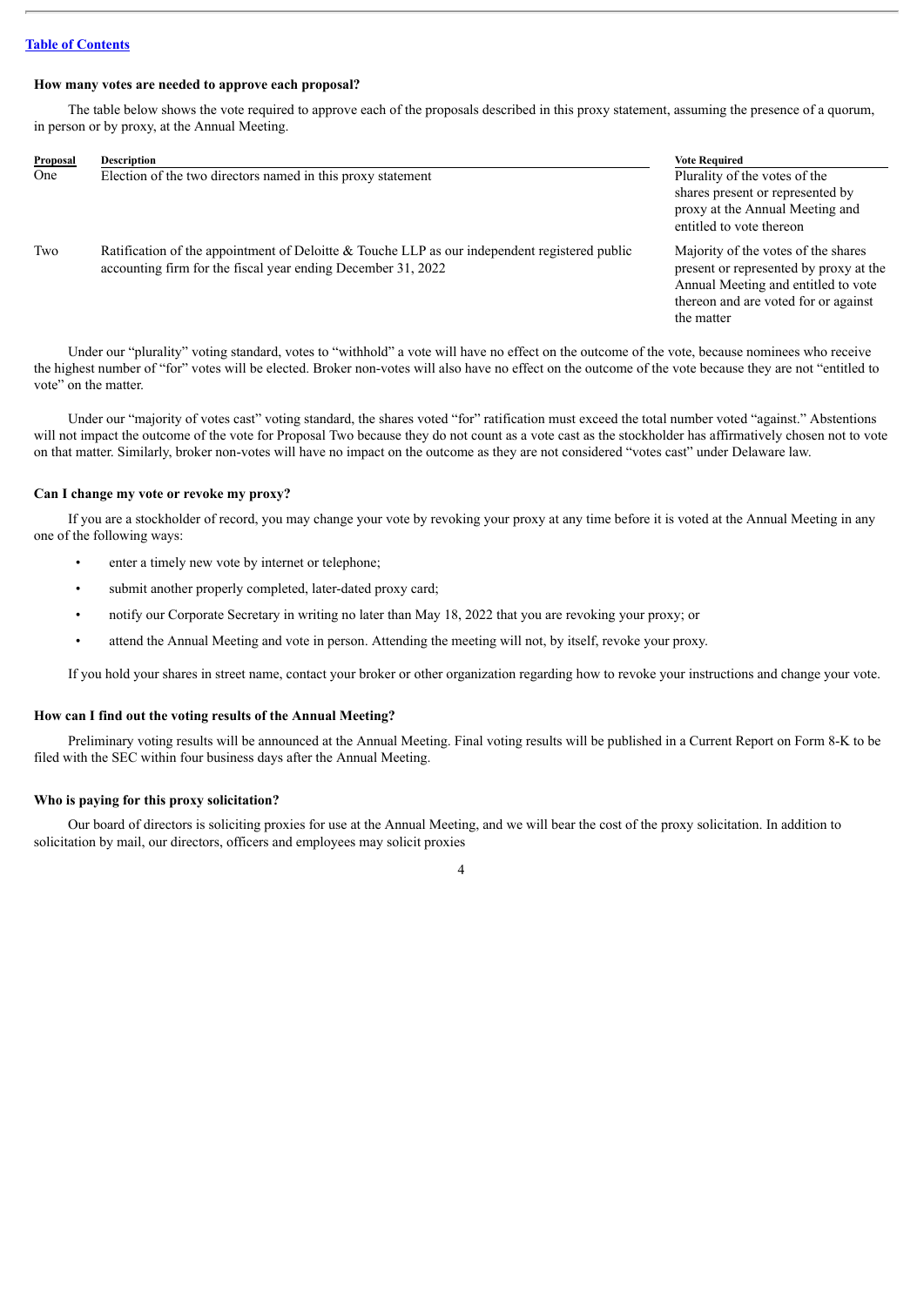[Table of Contents](#)

### How many votes are needed to approve each proposal?

The table below shows the vote required to approve each of the proposals described in this proxy statement, assuming the presence of a quorum, in person or by proxy, at the Annual Meeting.

| Proposal | Description | Vote Required |
| --- | --- | --- |
| One | Election of the two directors named in this proxy statement | Plurality of the votes of the shares present or represented by proxy at the Annual Meeting and entitled to vote thereon |
| Two | Ratification of the appointment of Deloitte & Touche LLP as our independent registered public accounting firm for the fiscal year ending December 31, 2022 | Majority of the votes of the shares present or represented by proxy at the Annual Meeting and entitled to vote thereon and are voted for or against the matter |

Under our "plurality" voting standard, votes to "withhold" a vote will have no effect on the outcome of the vote, because nominees who receive the highest number of "for" votes will be elected. Broker non-votes will also have no effect on the outcome of the vote because they are not "entitled to vote" on the matter.

Under our "majority of votes cast" voting standard, the shares voted "for" ratification must exceed the total number voted "against." Abstentions will not impact the outcome of the vote for Proposal Two because they do not count as a vote cast as the stockholder has affirmatively chosen not to vote on that matter. Similarly, broker non-votes will have no impact on the outcome as they are not considered "votes cast" under Delaware law.

### Can I change my vote or revoke my proxy?

If you are a stockholder of record, you may change your vote by revoking your proxy at any time before it is voted at the Annual Meeting in any one of the following ways:

- enter a timely new vote by internet or telephone;
- submit another properly completed, later-dated proxy card;
- notify our Corporate Secretary in writing no later than May 18, 2022 that you are revoking your proxy; or
- attend the Annual Meeting and vote in person. Attending the meeting will not, by itself, revoke your proxy.

If you hold your shares in street name, contact your broker or other organization regarding how to revoke your instructions and change your vote.

### How can I find out the voting results of the Annual Meeting?

Preliminary voting results will be announced at the Annual Meeting. Final voting results will be published in a Current Report on Form 8-K to be filed with the SEC within four business days after the Annual Meeting.

### Who is paying for this proxy solicitation?

Our board of directors is soliciting proxies for use at the Annual Meeting, and we will bear the cost of the proxy solicitation. In addition to solicitation by mail, our directors, officers and employees may solicit proxies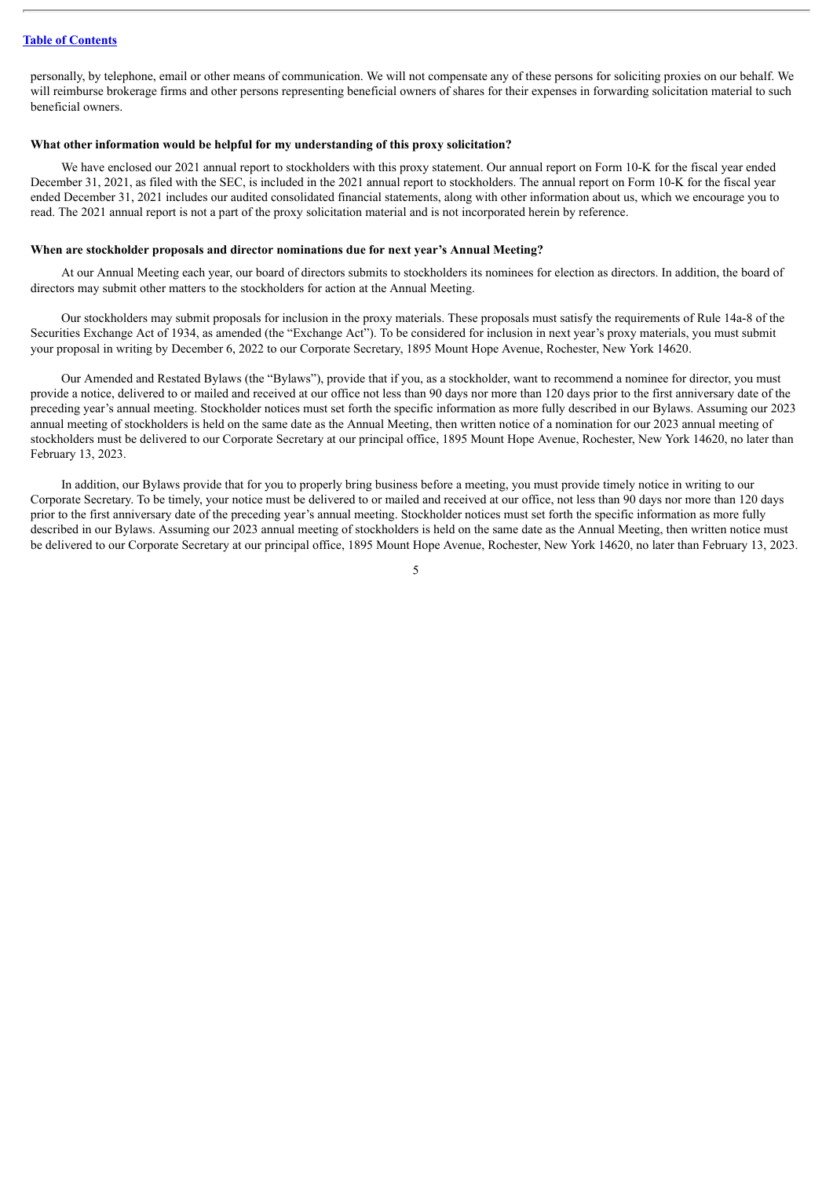personally, by telephone, email or other means of communication. We will not compensate any of these persons for soliciting proxies on our behalf. We will reimburse brokerage firms and other persons representing beneficial owners of shares for their expenses in forwarding solicitation material to such beneficial owners.

**What other information would be helpful for my understanding of this proxy solicitation?**

We have enclosed our 2021 annual report to stockholders with this proxy statement. Our annual report on Form 10-K for the fiscal year ended December 31, 2021, as filed with the SEC, is included in the 2021 annual report to stockholders. The annual report on Form 10-K for the fiscal year ended December 31, 2021 includes our audited consolidated financial statements, along with other information about us, which we encourage you to read. The 2021 annual report is not a part of the proxy solicitation material and is not incorporated herein by reference.

**When are stockholder proposals and director nominations due for next year's Annual Meeting?**

At our Annual Meeting each year, our board of directors submits to stockholders its nominees for election as directors. In addition, the board of directors may submit other matters to the stockholders for action at the Annual Meeting.

Our stockholders may submit proposals for inclusion in the proxy materials. These proposals must satisfy the requirements of Rule 14a-8 of the Securities Exchange Act of 1934, as amended (the "Exchange Act"). To be considered for inclusion in next year's proxy materials, you must submit your proposal in writing by December 6, 2022 to our Corporate Secretary, 1895 Mount Hope Avenue, Rochester, New York 14620.

Our Amended and Restated Bylaws (the "Bylaws"), provide that if you, as a stockholder, want to recommend a nominee for director, you must provide a notice, delivered to or mailed and received at our office not less than 90 days nor more than 120 days prior to the first anniversary date of the preceding year's annual meeting. Stockholder notices must set forth the specific information as more fully described in our Bylaws. Assuming our 2023 annual meeting of stockholders is held on the same date as the Annual Meeting, then written notice of a nomination for our 2023 annual meeting of stockholders must be delivered to our Corporate Secretary at our principal office, 1895 Mount Hope Avenue, Rochester, New York 14620, no later than February 13, 2023.

In addition, our Bylaws provide that for you to properly bring business before a meeting, you must provide timely notice in writing to our Corporate Secretary. To be timely, your notice must be delivered to or mailed and received at our office, not less than 90 days nor more than 120 days prior to the first anniversary date of the preceding year's annual meeting. Stockholder notices must set forth the specific information as more fully described in our Bylaws. Assuming our 2023 annual meeting of stockholders is held on the same date as the Annual Meeting, then written notice must be delivered to our Corporate Secretary at our principal office, 1895 Mount Hope Avenue, Rochester, New York 14620, no later than February 13, 2023.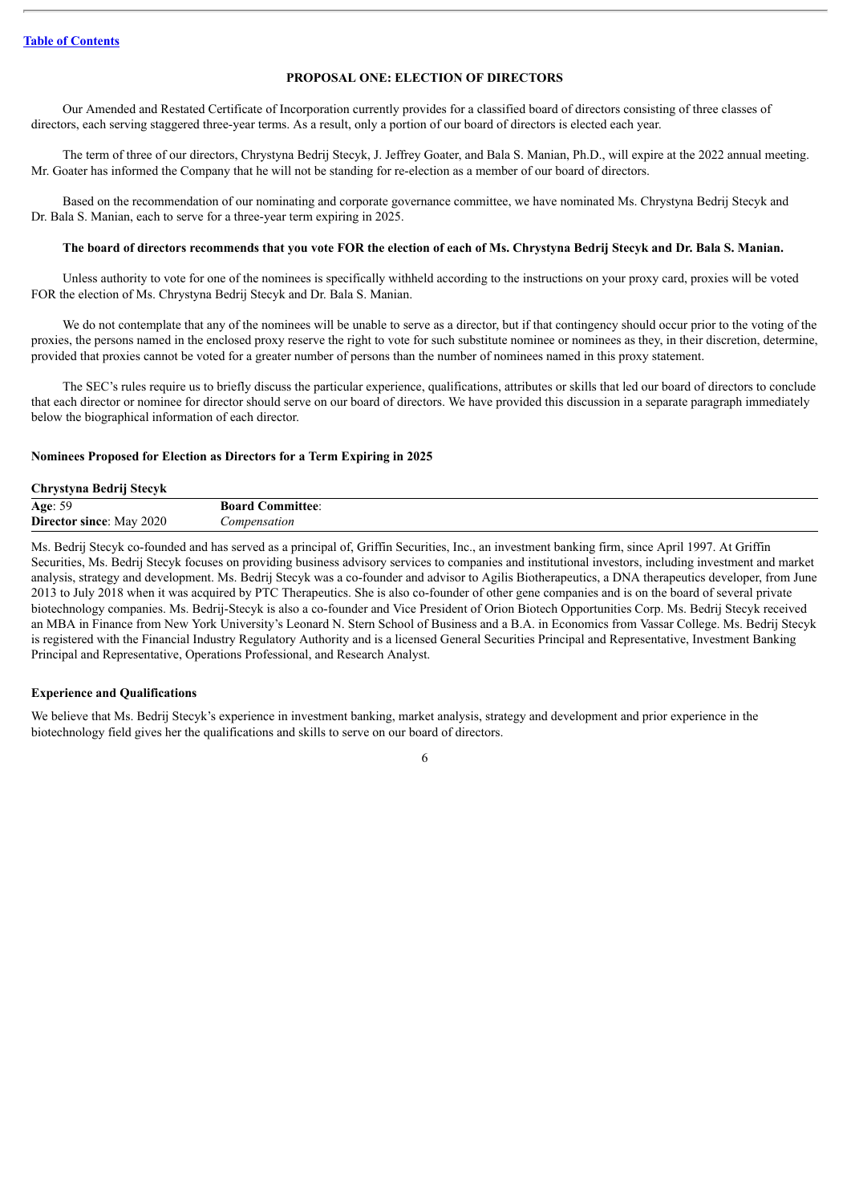## PROPOSAL ONE: ELECTION OF DIRECTORS

Our Amended and Restated Certificate of Incorporation currently provides for a classified board of directors consisting of three classes of directors, each serving staggered three-year terms. As a result, only a portion of our board of directors is elected each year.

The term of three of our directors, Chrystyna Bedrij Stecyk, J. Jeffrey Goater, and Bala S. Manian, Ph.D., will expire at the 2022 annual meeting. Mr. Goater has informed the Company that he will not be standing for re-election as a member of our board of directors.

Based on the recommendation of our nominating and corporate governance committee, we have nominated Ms. Chrystyna Bedrij Stecyk and Dr. Bala S. Manian, each to serve for a three-year term expiring in 2025.

**The board of directors recommends that you vote FOR the election of each of Ms. Chrystyna Bedrij Stecyk and Dr. Bala S. Manian.**

Unless authority to vote for one of the nominees is specifically withheld according to the instructions on your proxy card, proxies will be voted FOR the election of Ms. Chrystyna Bedrij Stecyk and Dr. Bala S. Manian.

We do not contemplate that any of the nominees will be unable to serve as a director, but if that contingency should occur prior to the voting of the proxies, the persons named in the enclosed proxy reserve the right to vote for such substitute nominee or nominees as they, in their discretion, determine, provided that proxies cannot be voted for a greater number of persons than the number of nominees named in this proxy statement.

The SEC's rules require us to briefly discuss the particular experience, qualifications, attributes or skills that led our board of directors to conclude that each director or nominee for director should serve on our board of directors. We have provided this discussion in a separate paragraph immediately below the biographical information of each director.

### Nominees Proposed for Election as Directors for a Term Expiring in 2025

**Chrystyna Bedrij Stecyk**

| **Age**: 59 | **Board Committee**: |
|---|---|
| **Director since**: May 2020 | *Compensation* |

Ms. Bedrij Stecyk co-founded and has served as a principal of, Griffin Securities, Inc., an investment banking firm, since April 1997. At Griffin Securities, Ms. Bedrij Stecyk focuses on providing business advisory services to companies and institutional investors, including investment and market analysis, strategy and development. Ms. Bedrij Stecyk was a co-founder and advisor to Agilis Biotherapeutics, a DNA therapeutics developer, from June 2013 to July 2018 when it was acquired by PTC Therapeutics. She is also co-founder of other gene companies and is on the board of several private biotechnology companies. Ms. Bedrij-Stecyk is also a co-founder and Vice President of Orion Biotech Opportunities Corp. Ms. Bedrij Stecyk received an MBA in Finance from New York University's Leonard N. Stern School of Business and a B.A. in Economics from Vassar College. Ms. Bedrij Stecyk is registered with the Financial Industry Regulatory Authority and is a licensed General Securities Principal and Representative, Investment Banking Principal and Representative, Operations Professional, and Research Analyst.

**Experience and Qualifications**

We believe that Ms. Bedrij Stecyk's experience in investment banking, market analysis, strategy and development and prior experience in the biotechnology field gives her the qualifications and skills to serve on our board of directors.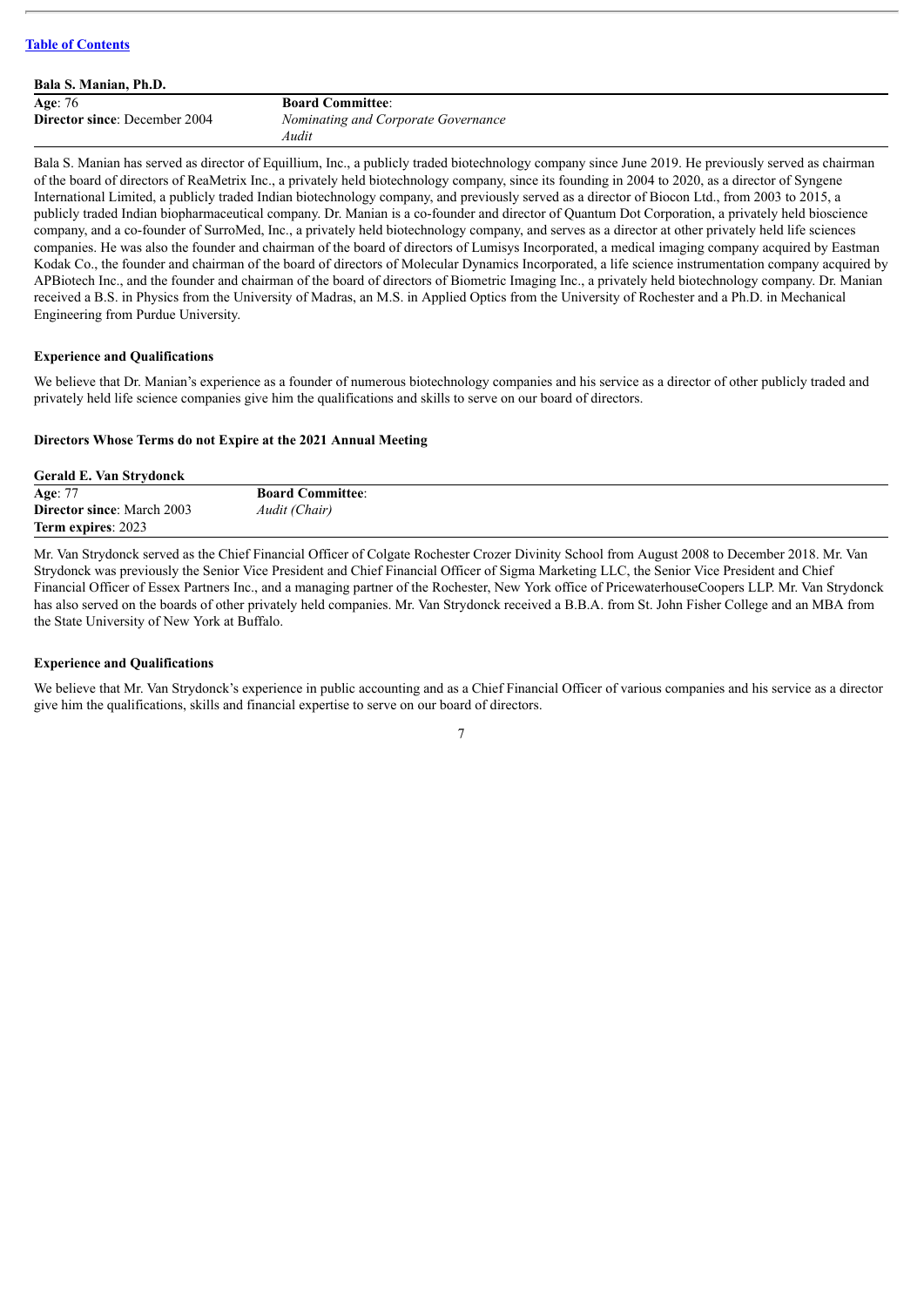[Table of Contents](#)

**Bala S. Manian, Ph.D.**

| | |
|---|---|
| **Age**: 76 | **Board Committee**: |
| **Director since**: December 2004 | *Nominating and Corporate Governance* |
| | *Audit* |

Bala S. Manian has served as director of Equillium, Inc., a publicly traded biotechnology company since June 2019. He previously served as chairman of the board of directors of ReaMetrix Inc., a privately held biotechnology company, since its founding in 2004 to 2020, as a director of Syngene International Limited, a publicly traded Indian biotechnology company, and previously served as a director of Biocon Ltd., from 2003 to 2015, a publicly traded Indian biopharmaceutical company. Dr. Manian is a co-founder and director of Quantum Dot Corporation, a privately held bioscience company, and a co-founder of SurroMed, Inc., a privately held biotechnology company, and serves as a director at other privately held life sciences companies. He was also the founder and chairman of the board of directors of Lumisys Incorporated, a medical imaging company acquired by Eastman Kodak Co., the founder and chairman of the board of directors of Molecular Dynamics Incorporated, a life science instrumentation company acquired by APBiotech Inc., and the founder and chairman of the board of directors of Biometric Imaging Inc., a privately held biotechnology company. Dr. Manian received a B.S. in Physics from the University of Madras, an M.S. in Applied Optics from the University of Rochester and a Ph.D. in Mechanical Engineering from Purdue University.

**Experience and Qualifications**

We believe that Dr. Manian's experience as a founder of numerous biotechnology companies and his service as a director of other publicly traded and privately held life science companies give him the qualifications and skills to serve on our board of directors.

**Directors Whose Terms do not Expire at the 2021 Annual Meeting**

**Gerald E. Van Strydonck**

| | |
|---|---|
| **Age**: 77 | **Board Committee**: |
| **Director since**: March 2003 | *Audit (Chair)* |
| **Term expires**: 2023 | |

Mr. Van Strydonck served as the Chief Financial Officer of Colgate Rochester Crozer Divinity School from August 2008 to December 2018. Mr. Van Strydonck was previously the Senior Vice President and Chief Financial Officer of Sigma Marketing LLC, the Senior Vice President and Chief Financial Officer of Essex Partners Inc., and a managing partner of the Rochester, New York office of PricewaterhouseCoopers LLP. Mr. Van Strydonck has also served on the boards of other privately held companies. Mr. Van Strydonck received a B.B.A. from St. John Fisher College and an MBA from the State University of New York at Buffalo.

**Experience and Qualifications**

We believe that Mr. Van Strydonck's experience in public accounting and as a Chief Financial Officer of various companies and his service as a director give him the qualifications, skills and financial expertise to serve on our board of directors.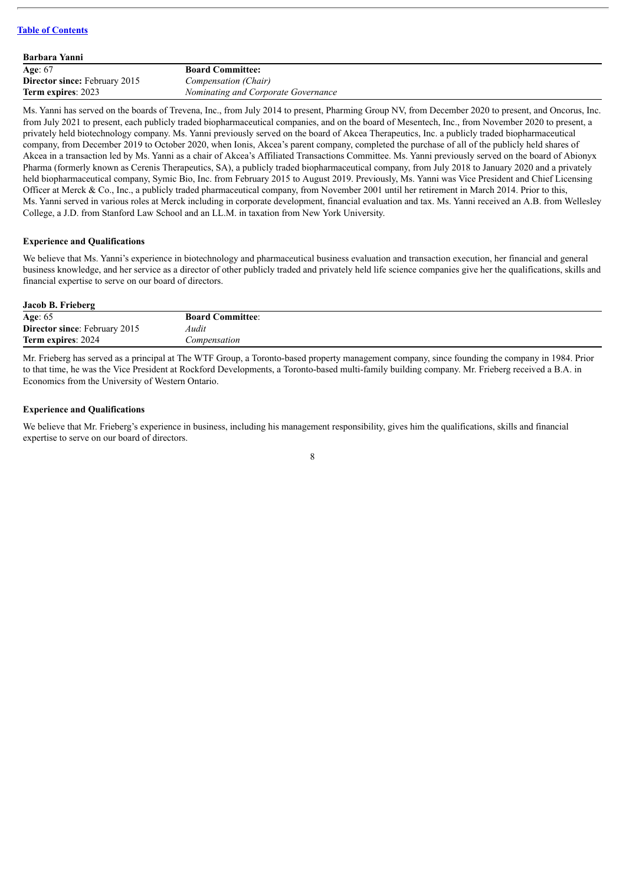**Barbara Yanni**

| **Age**: 67 | **Board Committee:** |
|---|---|
| **Director since:** February 2015 | *Compensation (Chair)* |
| **Term expires**: 2023 | *Nominating and Corporate Governance* |

Ms. Yanni has served on the boards of Trevena, Inc., from July 2014 to present, Pharming Group NV, from December 2020 to present, and Oncorus, Inc. from July 2021 to present, each publicly traded biopharmaceutical companies, and on the board of Mesentech, Inc., from November 2020 to present, a privately held biotechnology company. Ms. Yanni previously served on the board of Akcea Therapeutics, Inc. a publicly traded biopharmaceutical company, from December 2019 to October 2020, when Ionis, Akcea's parent company, completed the purchase of all of the publicly held shares of Akcea in a transaction led by Ms. Yanni as a chair of Akcea's Affiliated Transactions Committee. Ms. Yanni previously served on the board of Abionyx Pharma (formerly known as Cerenis Therapeutics, SA), a publicly traded biopharmaceutical company, from July 2018 to January 2020 and a privately held biopharmaceutical company, Symic Bio, Inc. from February 2015 to August 2019. Previously, Ms. Yanni was Vice President and Chief Licensing Officer at Merck & Co., Inc., a publicly traded pharmaceutical company, from November 2001 until her retirement in March 2014. Prior to this, Ms. Yanni served in various roles at Merck including in corporate development, financial evaluation and tax. Ms. Yanni received an A.B. from Wellesley College, a J.D. from Stanford Law School and an LL.M. in taxation from New York University.

**Experience and Qualifications**

We believe that Ms. Yanni's experience in biotechnology and pharmaceutical business evaluation and transaction execution, her financial and general business knowledge, and her service as a director of other publicly traded and privately held life science companies give her the qualifications, skills and financial expertise to serve on our board of directors.

**Jacob B. Frieberg**

| **Age**: 65 | **Board Committee**: |
|---|---|
| **Director since**: February 2015 | *Audit* |
| **Term expires**: 2024 | *Compensation* |

Mr. Frieberg has served as a principal at The WTF Group, a Toronto-based property management company, since founding the company in 1984. Prior to that time, he was the Vice President at Rockford Developments, a Toronto-based multi-family building company. Mr. Frieberg received a B.A. in Economics from the University of Western Ontario.

**Experience and Qualifications**

We believe that Mr. Frieberg's experience in business, including his management responsibility, gives him the qualifications, skills and financial expertise to serve on our board of directors.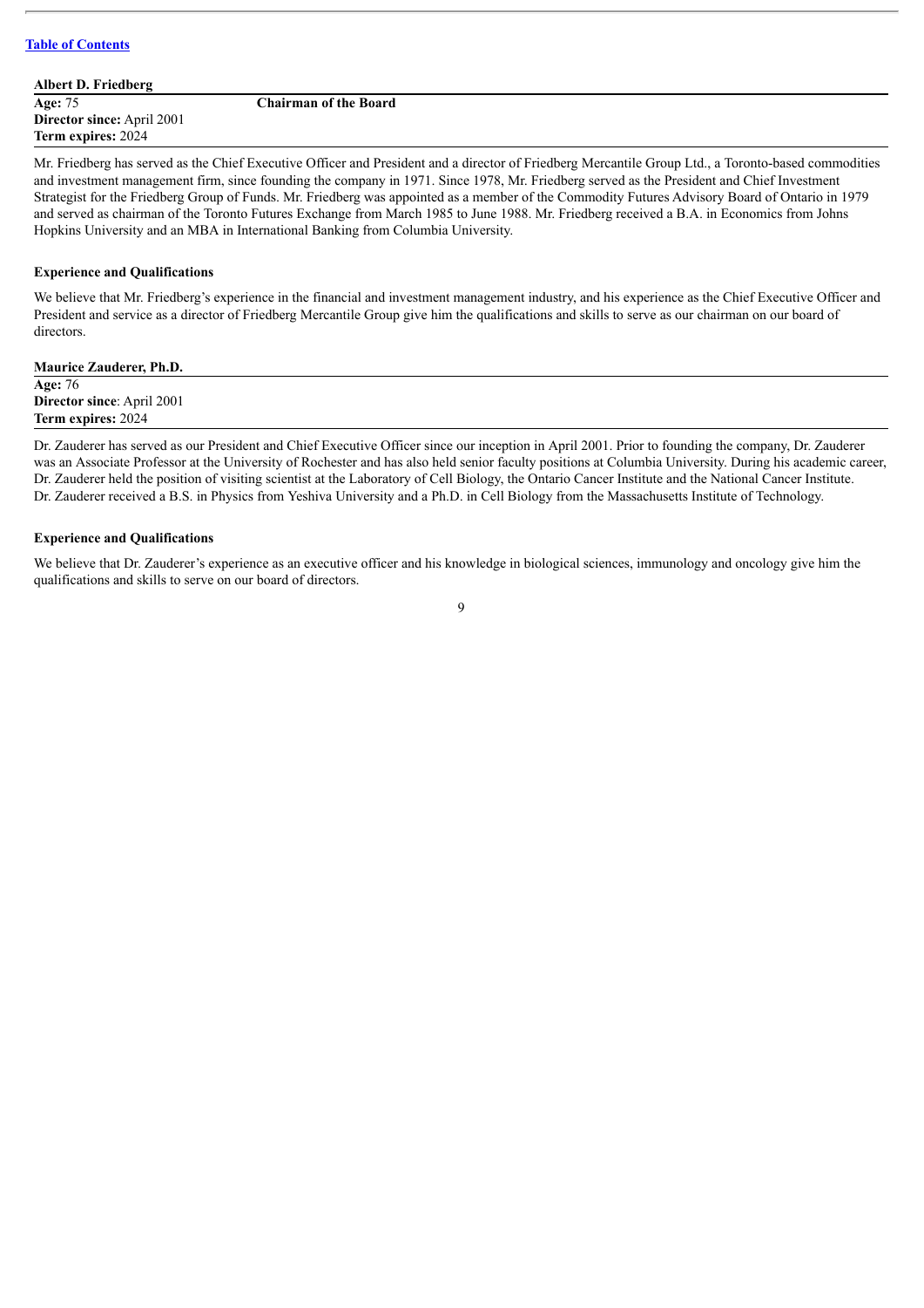[Table of Contents](#)

**Albert D. Friedberg**

**Age:** 75 **Chairman of the Board**
**Director since:** April 2001
**Term expires:** 2024

Mr. Friedberg has served as the Chief Executive Officer and President and a director of Friedberg Mercantile Group Ltd., a Toronto-based commodities and investment management firm, since founding the company in 1971. Since 1978, Mr. Friedberg served as the President and Chief Investment Strategist for the Friedberg Group of Funds. Mr. Friedberg was appointed as a member of the Commodity Futures Advisory Board of Ontario in 1979 and served as chairman of the Toronto Futures Exchange from March 1985 to June 1988. Mr. Friedberg received a B.A. in Economics from Johns Hopkins University and an MBA in International Banking from Columbia University.

**Experience and Qualifications**

We believe that Mr. Friedberg's experience in the financial and investment management industry, and his experience as the Chief Executive Officer and President and service as a director of Friedberg Mercantile Group give him the qualifications and skills to serve as our chairman on our board of directors.

**Maurice Zauderer, Ph.D.**

**Age:** 76
**Director since**: April 2001
**Term expires:** 2024

Dr. Zauderer has served as our President and Chief Executive Officer since our inception in April 2001. Prior to founding the company, Dr. Zauderer was an Associate Professor at the University of Rochester and has also held senior faculty positions at Columbia University. During his academic career, Dr. Zauderer held the position of visiting scientist at the Laboratory of Cell Biology, the Ontario Cancer Institute and the National Cancer Institute. Dr. Zauderer received a B.S. in Physics from Yeshiva University and a Ph.D. in Cell Biology from the Massachusetts Institute of Technology.

**Experience and Qualifications**

We believe that Dr. Zauderer's experience as an executive officer and his knowledge in biological sciences, immunology and oncology give him the qualifications and skills to serve on our board of directors.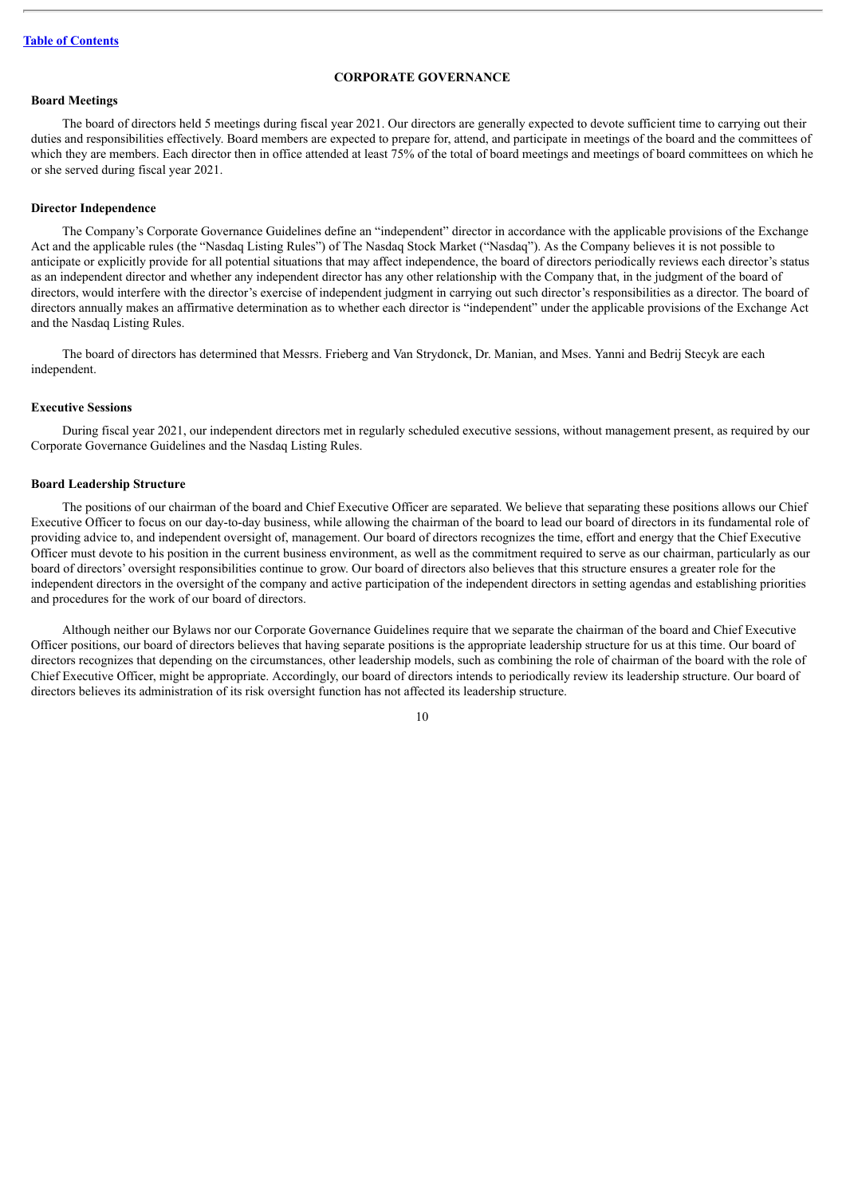## CORPORATE GOVERNANCE

### Board Meetings

The board of directors held 5 meetings during fiscal year 2021. Our directors are generally expected to devote sufficient time to carrying out their duties and responsibilities effectively. Board members are expected to prepare for, attend, and participate in meetings of the board and the committees of which they are members. Each director then in office attended at least 75% of the total of board meetings and meetings of board committees on which he or she served during fiscal year 2021.

### Director Independence

The Company's Corporate Governance Guidelines define an "independent" director in accordance with the applicable provisions of the Exchange Act and the applicable rules (the "Nasdaq Listing Rules") of The Nasdaq Stock Market ("Nasdaq"). As the Company believes it is not possible to anticipate or explicitly provide for all potential situations that may affect independence, the board of directors periodically reviews each director's status as an independent director and whether any independent director has any other relationship with the Company that, in the judgment of the board of directors, would interfere with the director's exercise of independent judgment in carrying out such director's responsibilities as a director. The board of directors annually makes an affirmative determination as to whether each director is "independent" under the applicable provisions of the Exchange Act and the Nasdaq Listing Rules.

The board of directors has determined that Messrs. Frieberg and Van Strydonck, Dr. Manian, and Mses. Yanni and Bedrij Stecyk are each independent.

### Executive Sessions

During fiscal year 2021, our independent directors met in regularly scheduled executive sessions, without management present, as required by our Corporate Governance Guidelines and the Nasdaq Listing Rules.

### Board Leadership Structure

The positions of our chairman of the board and Chief Executive Officer are separated. We believe that separating these positions allows our Chief Executive Officer to focus on our day-to-day business, while allowing the chairman of the board to lead our board of directors in its fundamental role of providing advice to, and independent oversight of, management. Our board of directors recognizes the time, effort and energy that the Chief Executive Officer must devote to his position in the current business environment, as well as the commitment required to serve as our chairman, particularly as our board of directors' oversight responsibilities continue to grow. Our board of directors also believes that this structure ensures a greater role for the independent directors in the oversight of the company and active participation of the independent directors in setting agendas and establishing priorities and procedures for the work of our board of directors.

Although neither our Bylaws nor our Corporate Governance Guidelines require that we separate the chairman of the board and Chief Executive Officer positions, our board of directors believes that having separate positions is the appropriate leadership structure for us at this time. Our board of directors recognizes that depending on the circumstances, other leadership models, such as combining the role of chairman of the board with the role of Chief Executive Officer, might be appropriate. Accordingly, our board of directors intends to periodically review its leadership structure. Our board of directors believes its administration of its risk oversight function has not affected its leadership structure.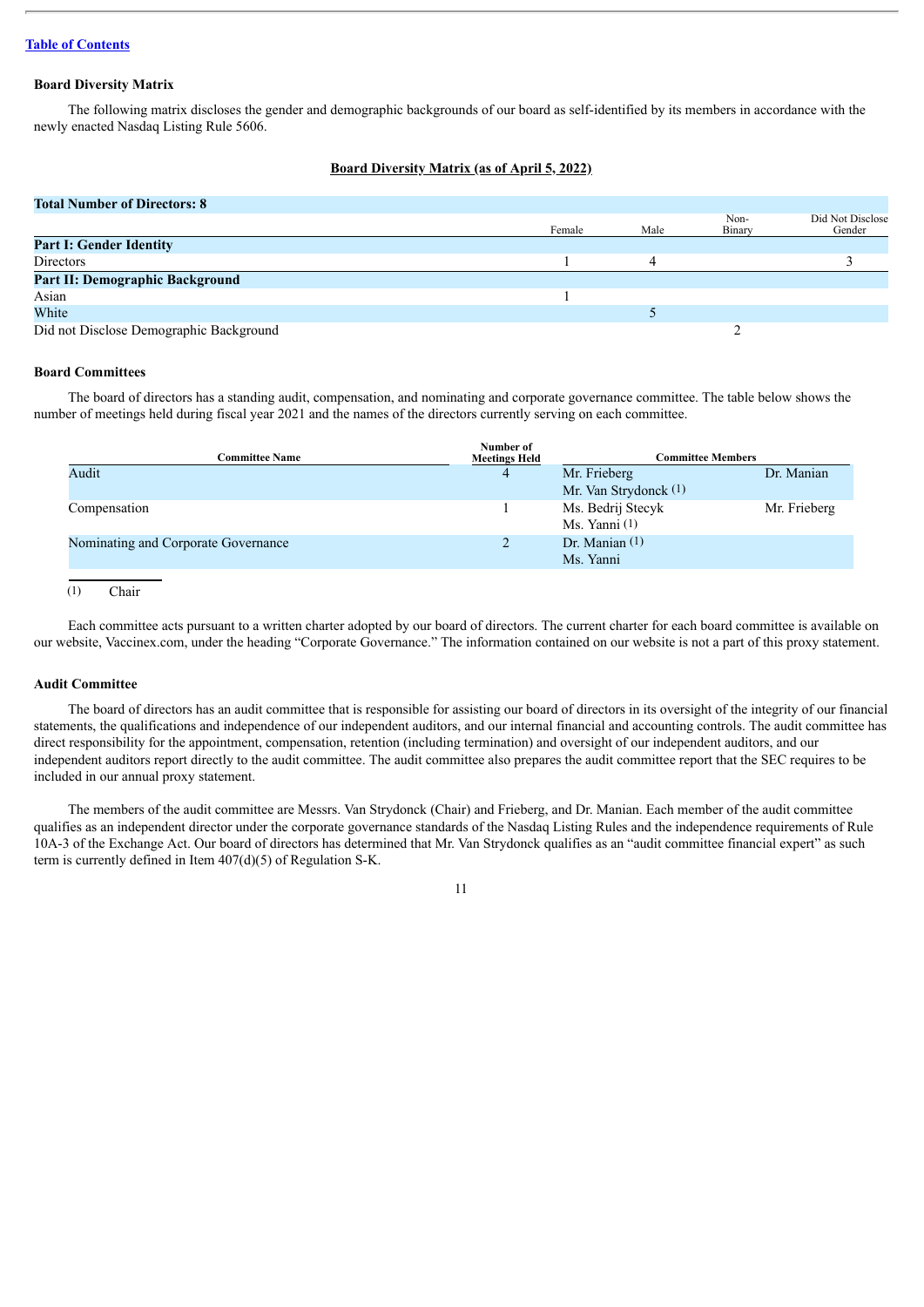[Table of Contents](#)

**Board Diversity Matrix**

The following matrix discloses the gender and demographic backgrounds of our board as self-identified by its members in accordance with the newly enacted Nasdaq Listing Rule 5606.

**Board Diversity Matrix (as of April 5, 2022)**

| **Total Number of Directors: 8** | | | | |
|---|---|---|---|---|
| | Female | Male | Non-Binary | Did Not Disclose Gender |
| **Part I: Gender Identity** | | | | |
| Directors | 1 | 4 | | 3 |
| **Part II: Demographic Background** | | | | |
| Asian | 1 | | | |
| White | | 5 | | |
| Did not Disclose Demographic Background | | | 2 | |

**Board Committees**

The board of directors has a standing audit, compensation, and nominating and corporate governance committee. The table below shows the number of meetings held during fiscal year 2021 and the names of the directors currently serving on each committee.

| Committee Name | Number of Meetings Held | Committee Members | |
|---|---|---|---|
| Audit | 4 | Mr. Frieberg<br>Mr. Van Strydonck (1) | Dr. Manian |
| Compensation | 1 | Ms. Bedrij Stecyk<br>Ms. Yanni (1) | Mr. Frieberg |
| Nominating and Corporate Governance | 2 | Dr. Manian (1)<br>Ms. Yanni | |

(1) Chair

Each committee acts pursuant to a written charter adopted by our board of directors. The current charter for each board committee is available on our website, Vaccinex.com, under the heading "Corporate Governance." The information contained on our website is not a part of this proxy statement.

**Audit Committee**

The board of directors has an audit committee that is responsible for assisting our board of directors in its oversight of the integrity of our financial statements, the qualifications and independence of our independent auditors, and our internal financial and accounting controls. The audit committee has direct responsibility for the appointment, compensation, retention (including termination) and oversight of our independent auditors, and our independent auditors report directly to the audit committee. The audit committee also prepares the audit committee report that the SEC requires to be included in our annual proxy statement.

The members of the audit committee are Messrs. Van Strydonck (Chair) and Frieberg, and Dr. Manian. Each member of the audit committee qualifies as an independent director under the corporate governance standards of the Nasdaq Listing Rules and the independence requirements of Rule 10A-3 of the Exchange Act. Our board of directors has determined that Mr. Van Strydonck qualifies as an "audit committee financial expert" as such term is currently defined in Item 407(d)(5) of Regulation S-K.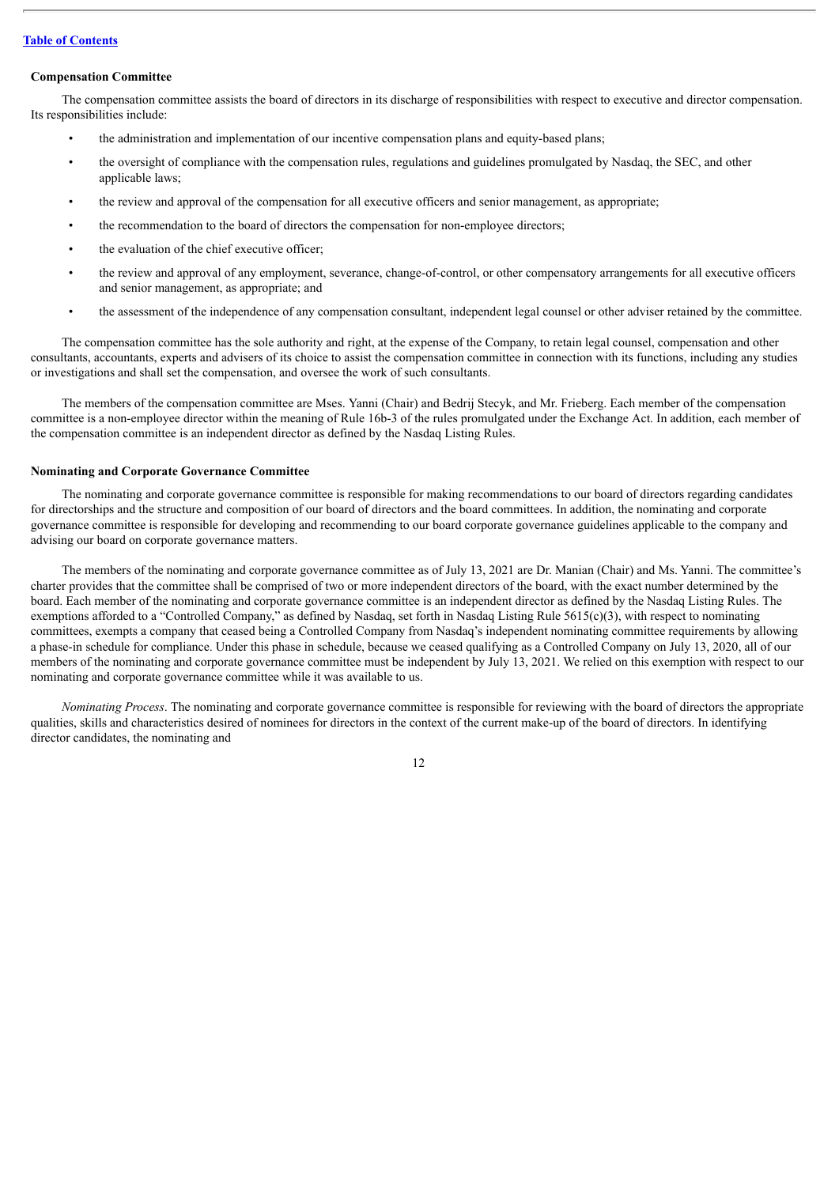[Table of Contents](#)

**Compensation Committee**

The compensation committee assists the board of directors in its discharge of responsibilities with respect to executive and director compensation. Its responsibilities include:

- the administration and implementation of our incentive compensation plans and equity-based plans;
- the oversight of compliance with the compensation rules, regulations and guidelines promulgated by Nasdaq, the SEC, and other applicable laws;
- the review and approval of the compensation for all executive officers and senior management, as appropriate;
- the recommendation to the board of directors the compensation for non-employee directors;
- the evaluation of the chief executive officer;
- the review and approval of any employment, severance, change-of-control, or other compensatory arrangements for all executive officers and senior management, as appropriate; and
- the assessment of the independence of any compensation consultant, independent legal counsel or other adviser retained by the committee.

The compensation committee has the sole authority and right, at the expense of the Company, to retain legal counsel, compensation and other consultants, accountants, experts and advisers of its choice to assist the compensation committee in connection with its functions, including any studies or investigations and shall set the compensation, and oversee the work of such consultants.

The members of the compensation committee are Mses. Yanni (Chair) and Bedrij Stecyk, and Mr. Frieberg. Each member of the compensation committee is a non-employee director within the meaning of Rule 16b-3 of the rules promulgated under the Exchange Act. In addition, each member of the compensation committee is an independent director as defined by the Nasdaq Listing Rules.

**Nominating and Corporate Governance Committee**

The nominating and corporate governance committee is responsible for making recommendations to our board of directors regarding candidates for directorships and the structure and composition of our board of directors and the board committees. In addition, the nominating and corporate governance committee is responsible for developing and recommending to our board corporate governance guidelines applicable to the company and advising our board on corporate governance matters.

The members of the nominating and corporate governance committee as of July 13, 2021 are Dr. Manian (Chair) and Ms. Yanni. The committee's charter provides that the committee shall be comprised of two or more independent directors of the board, with the exact number determined by the board. Each member of the nominating and corporate governance committee is an independent director as defined by the Nasdaq Listing Rules. The exemptions afforded to a "Controlled Company," as defined by Nasdaq, set forth in Nasdaq Listing Rule 5615(c)(3), with respect to nominating committees, exempts a company that ceased being a Controlled Company from Nasdaq's independent nominating committee requirements by allowing a phase-in schedule for compliance. Under this phase in schedule, because we ceased qualifying as a Controlled Company on July 13, 2020, all of our members of the nominating and corporate governance committee must be independent by July 13, 2021. We relied on this exemption with respect to our nominating and corporate governance committee while it was available to us.

*Nominating Process*. The nominating and corporate governance committee is responsible for reviewing with the board of directors the appropriate qualities, skills and characteristics desired of nominees for directors in the context of the current make-up of the board of directors. In identifying director candidates, the nominating and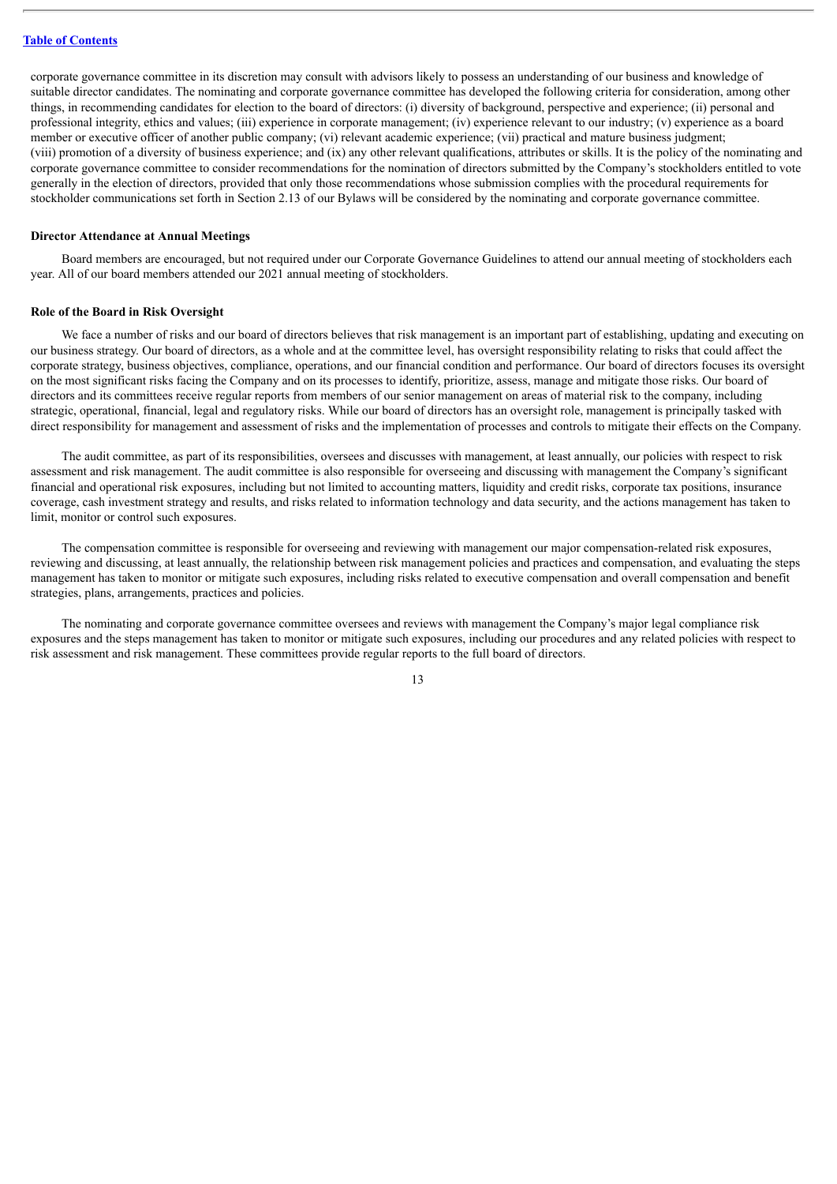corporate governance committee in its discretion may consult with advisors likely to possess an understanding of our business and knowledge of suitable director candidates. The nominating and corporate governance committee has developed the following criteria for consideration, among other things, in recommending candidates for election to the board of directors: (i) diversity of background, perspective and experience; (ii) personal and professional integrity, ethics and values; (iii) experience in corporate management; (iv) experience relevant to our industry; (v) experience as a board member or executive officer of another public company; (vi) relevant academic experience; (vii) practical and mature business judgment; (viii) promotion of a diversity of business experience; and (ix) any other relevant qualifications, attributes or skills. It is the policy of the nominating and corporate governance committee to consider recommendations for the nomination of directors submitted by the Company's stockholders entitled to vote generally in the election of directors, provided that only those recommendations whose submission complies with the procedural requirements for stockholder communications set forth in Section 2.13 of our Bylaws will be considered by the nominating and corporate governance committee.

**Director Attendance at Annual Meetings**

Board members are encouraged, but not required under our Corporate Governance Guidelines to attend our annual meeting of stockholders each year. All of our board members attended our 2021 annual meeting of stockholders.

**Role of the Board in Risk Oversight**

We face a number of risks and our board of directors believes that risk management is an important part of establishing, updating and executing on our business strategy. Our board of directors, as a whole and at the committee level, has oversight responsibility relating to risks that could affect the corporate strategy, business objectives, compliance, operations, and our financial condition and performance. Our board of directors focuses its oversight on the most significant risks facing the Company and on its processes to identify, prioritize, assess, manage and mitigate those risks. Our board of directors and its committees receive regular reports from members of our senior management on areas of material risk to the company, including strategic, operational, financial, legal and regulatory risks. While our board of directors has an oversight role, management is principally tasked with direct responsibility for management and assessment of risks and the implementation of processes and controls to mitigate their effects on the Company.

The audit committee, as part of its responsibilities, oversees and discusses with management, at least annually, our policies with respect to risk assessment and risk management. The audit committee is also responsible for overseeing and discussing with management the Company's significant financial and operational risk exposures, including but not limited to accounting matters, liquidity and credit risks, corporate tax positions, insurance coverage, cash investment strategy and results, and risks related to information technology and data security, and the actions management has taken to limit, monitor or control such exposures.

The compensation committee is responsible for overseeing and reviewing with management our major compensation-related risk exposures, reviewing and discussing, at least annually, the relationship between risk management policies and practices and compensation, and evaluating the steps management has taken to monitor or mitigate such exposures, including risks related to executive compensation and overall compensation and benefit strategies, plans, arrangements, practices and policies.

The nominating and corporate governance committee oversees and reviews with management the Company's major legal compliance risk exposures and the steps management has taken to monitor or mitigate such exposures, including our procedures and any related policies with respect to risk assessment and risk management. These committees provide regular reports to the full board of directors.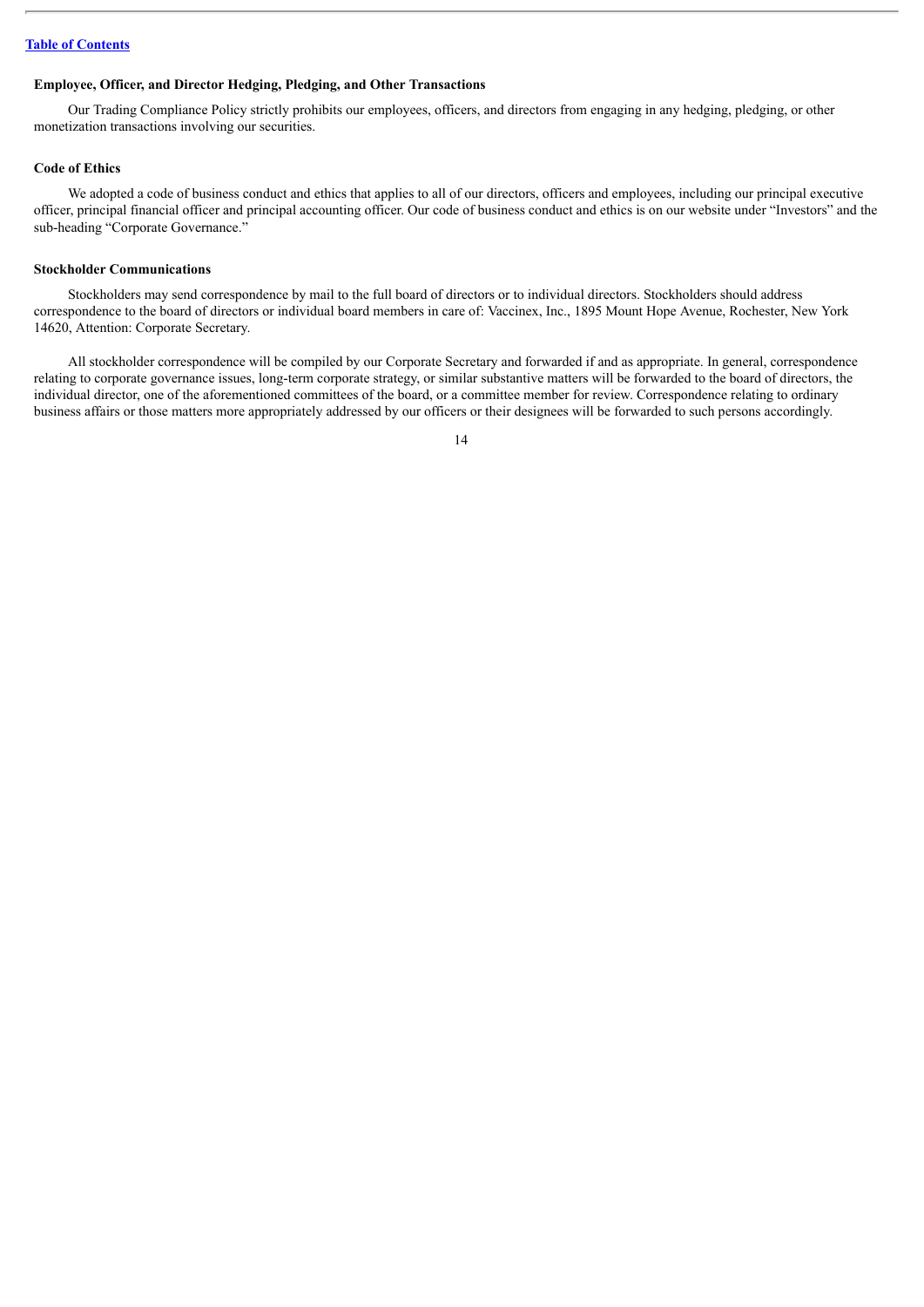### Employee, Officer, and Director Hedging, Pledging, and Other Transactions

Our Trading Compliance Policy strictly prohibits our employees, officers, and directors from engaging in any hedging, pledging, or other monetization transactions involving our securities.

### Code of Ethics

We adopted a code of business conduct and ethics that applies to all of our directors, officers and employees, including our principal executive officer, principal financial officer and principal accounting officer. Our code of business conduct and ethics is on our website under "Investors" and the sub-heading "Corporate Governance."

### Stockholder Communications

Stockholders may send correspondence by mail to the full board of directors or to individual directors. Stockholders should address correspondence to the board of directors or individual board members in care of: Vaccinex, Inc., 1895 Mount Hope Avenue, Rochester, New York 14620, Attention: Corporate Secretary.

All stockholder correspondence will be compiled by our Corporate Secretary and forwarded if and as appropriate. In general, correspondence relating to corporate governance issues, long-term corporate strategy, or similar substantive matters will be forwarded to the board of directors, the individual director, one of the aforementioned committees of the board, or a committee member for review. Correspondence relating to ordinary business affairs or those matters more appropriately addressed by our officers or their designees will be forwarded to such persons accordingly.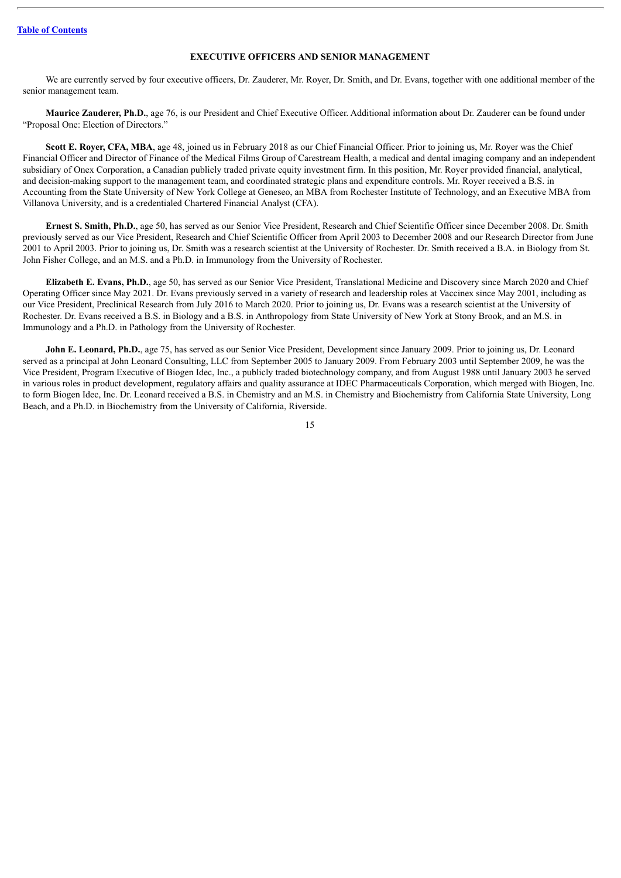## EXECUTIVE OFFICERS AND SENIOR MANAGEMENT

We are currently served by four executive officers, Dr. Zauderer, Mr. Royer, Dr. Smith, and Dr. Evans, together with one additional member of the senior management team.

**Maurice Zauderer, Ph.D.**, age 76, is our President and Chief Executive Officer. Additional information about Dr. Zauderer can be found under "Proposal One: Election of Directors."

**Scott E. Royer, CFA, MBA**, age 48, joined us in February 2018 as our Chief Financial Officer. Prior to joining us, Mr. Royer was the Chief Financial Officer and Director of Finance of the Medical Films Group of Carestream Health, a medical and dental imaging company and an independent subsidiary of Onex Corporation, a Canadian publicly traded private equity investment firm. In this position, Mr. Royer provided financial, analytical, and decision-making support to the management team, and coordinated strategic plans and expenditure controls. Mr. Royer received a B.S. in Accounting from the State University of New York College at Geneseo, an MBA from Rochester Institute of Technology, and an Executive MBA from Villanova University, and is a credentialed Chartered Financial Analyst (CFA).

**Ernest S. Smith, Ph.D.**, age 50, has served as our Senior Vice President, Research and Chief Scientific Officer since December 2008. Dr. Smith previously served as our Vice President, Research and Chief Scientific Officer from April 2003 to December 2008 and our Research Director from June 2001 to April 2003. Prior to joining us, Dr. Smith was a research scientist at the University of Rochester. Dr. Smith received a B.A. in Biology from St. John Fisher College, and an M.S. and a Ph.D. in Immunology from the University of Rochester.

**Elizabeth E. Evans, Ph.D.**, age 50, has served as our Senior Vice President, Translational Medicine and Discovery since March 2020 and Chief Operating Officer since May 2021. Dr. Evans previously served in a variety of research and leadership roles at Vaccinex since May 2001, including as our Vice President, Preclinical Research from July 2016 to March 2020. Prior to joining us, Dr. Evans was a research scientist at the University of Rochester. Dr. Evans received a B.S. in Biology and a B.S. in Anthropology from State University of New York at Stony Brook, and an M.S. in Immunology and a Ph.D. in Pathology from the University of Rochester.

**John E. Leonard, Ph.D.**, age 75, has served as our Senior Vice President, Development since January 2009. Prior to joining us, Dr. Leonard served as a principal at John Leonard Consulting, LLC from September 2005 to January 2009. From February 2003 until September 2009, he was the Vice President, Program Executive of Biogen Idec, Inc., a publicly traded biotechnology company, and from August 1988 until January 2003 he served in various roles in product development, regulatory affairs and quality assurance at IDEC Pharmaceuticals Corporation, which merged with Biogen, Inc. to form Biogen Idec, Inc. Dr. Leonard received a B.S. in Chemistry and an M.S. in Chemistry and Biochemistry from California State University, Long Beach, and a Ph.D. in Biochemistry from the University of California, Riverside.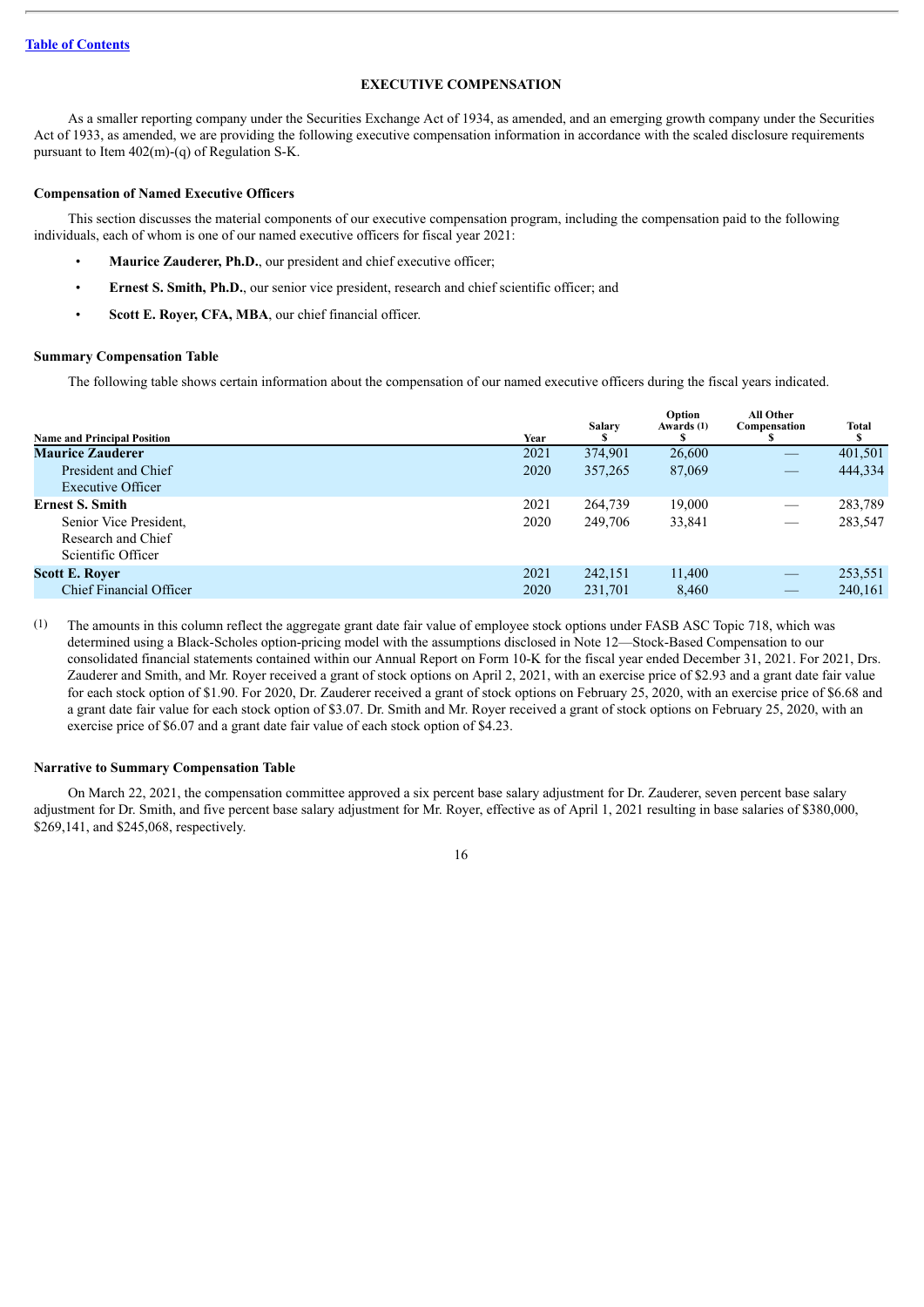Table of Contents

# EXECUTIVE COMPENSATION

As a smaller reporting company under the Securities Exchange Act of 1934, as amended, and an emerging growth company under the Securities Act of 1933, as amended, we are providing the following executive compensation information in accordance with the scaled disclosure requirements pursuant to Item 402(m)-(q) of Regulation S-K.

### Compensation of Named Executive Officers

This section discusses the material components of our executive compensation program, including the compensation paid to the following individuals, each of whom is one of our named executive officers for fiscal year 2021:

- **Maurice Zauderer, Ph.D.**, our president and chief executive officer;
- **Ernest S. Smith, Ph.D.**, our senior vice president, research and chief scientific officer; and
- **Scott E. Royer, CFA, MBA**, our chief financial officer.

### Summary Compensation Table

The following table shows certain information about the compensation of our named executive officers during the fiscal years indicated.

| Name and Principal Position | Year | Salary $ | Option Awards (1) $ | All Other Compensation $ | Total $ |
|---|---|---|---|---|---|
| **Maurice Zauderer** | 2021 | 374,901 | 26,600 | — | 401,501 |
| President and Chief Executive Officer | 2020 | 357,265 | 87,069 | — | 444,334 |
| **Ernest S. Smith** | 2021 | 264,739 | 19,000 | — | 283,789 |
| Senior Vice President, Research and Chief Scientific Officer | 2020 | 249,706 | 33,841 | — | 283,547 |
| **Scott E. Royer** | 2021 | 242,151 | 11,400 | — | 253,551 |
| Chief Financial Officer | 2020 | 231,701 | 8,460 | — | 240,161 |

(1) The amounts in this column reflect the aggregate grant date fair value of employee stock options under FASB ASC Topic 718, which was determined using a Black-Scholes option-pricing model with the assumptions disclosed in Note 12—Stock-Based Compensation to our consolidated financial statements contained within our Annual Report on Form 10-K for the fiscal year ended December 31, 2021. For 2021, Drs. Zauderer and Smith, and Mr. Royer received a grant of stock options on April 2, 2021, with an exercise price of $2.93 and a grant date fair value for each stock option of $1.90. For 2020, Dr. Zauderer received a grant of stock options on February 25, 2020, with an exercise price of $6.68 and a grant date fair value for each stock option of $3.07. Dr. Smith and Mr. Royer received a grant of stock options on February 25, 2020, with an exercise price of $6.07 and a grant date fair value of each stock option of $4.23.

### Narrative to Summary Compensation Table

On March 22, 2021, the compensation committee approved a six percent base salary adjustment for Dr. Zauderer, seven percent base salary adjustment for Dr. Smith, and five percent base salary adjustment for Mr. Royer, effective as of April 1, 2021 resulting in base salaries of $380,000, $269,141, and $245,068, respectively.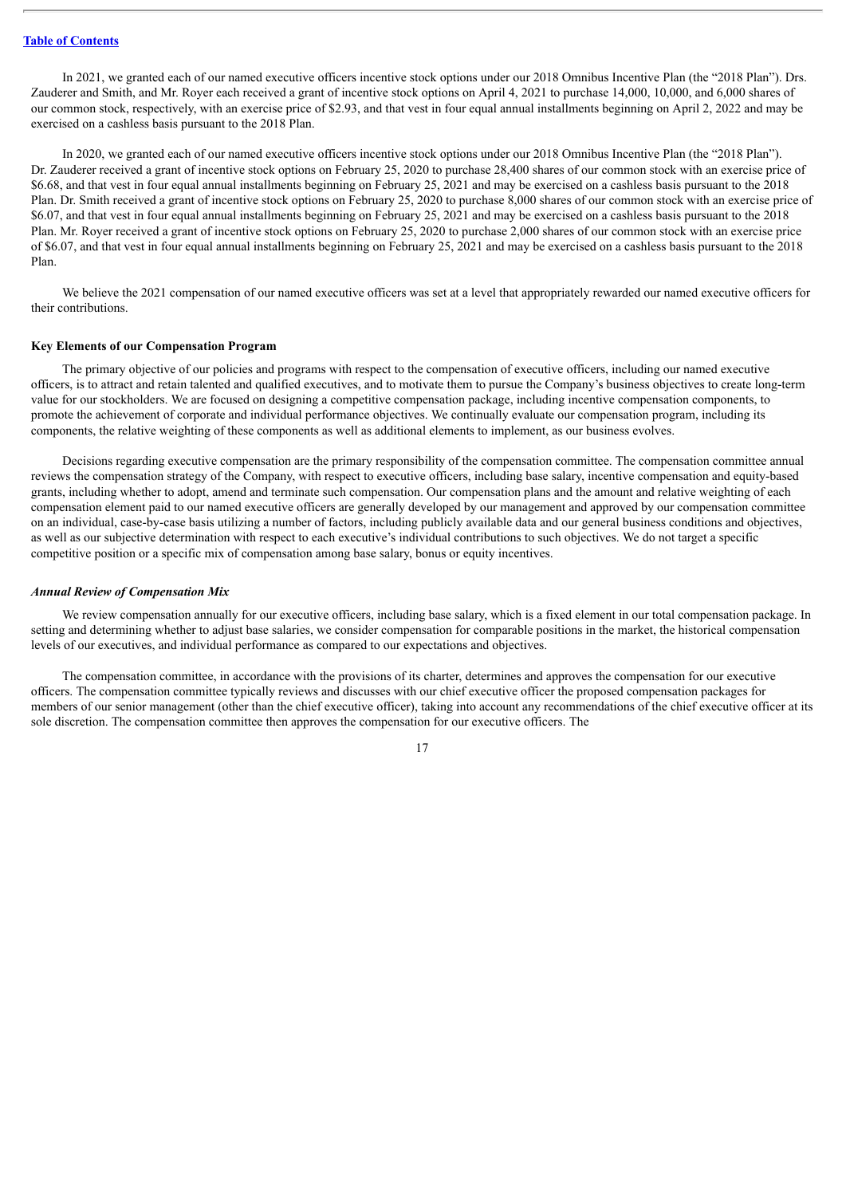In 2021, we granted each of our named executive officers incentive stock options under our 2018 Omnibus Incentive Plan (the "2018 Plan"). Drs. Zauderer and Smith, and Mr. Royer each received a grant of incentive stock options on April 4, 2021 to purchase 14,000, 10,000, and 6,000 shares of our common stock, respectively, with an exercise price of $2.93, and that vest in four equal annual installments beginning on April 2, 2022 and may be exercised on a cashless basis pursuant to the 2018 Plan.

In 2020, we granted each of our named executive officers incentive stock options under our 2018 Omnibus Incentive Plan (the "2018 Plan"). Dr. Zauderer received a grant of incentive stock options on February 25, 2020 to purchase 28,400 shares of our common stock with an exercise price of $6.68, and that vest in four equal annual installments beginning on February 25, 2021 and may be exercised on a cashless basis pursuant to the 2018 Plan. Dr. Smith received a grant of incentive stock options on February 25, 2020 to purchase 8,000 shares of our common stock with an exercise price of $6.07, and that vest in four equal annual installments beginning on February 25, 2021 and may be exercised on a cashless basis pursuant to the 2018 Plan. Mr. Royer received a grant of incentive stock options on February 25, 2020 to purchase 2,000 shares of our common stock with an exercise price of $6.07, and that vest in four equal annual installments beginning on February 25, 2021 and may be exercised on a cashless basis pursuant to the 2018 Plan.

We believe the 2021 compensation of our named executive officers was set at a level that appropriately rewarded our named executive officers for their contributions.

**Key Elements of our Compensation Program**

The primary objective of our policies and programs with respect to the compensation of executive officers, including our named executive officers, is to attract and retain talented and qualified executives, and to motivate them to pursue the Company's business objectives to create long-term value for our stockholders. We are focused on designing a competitive compensation package, including incentive compensation components, to promote the achievement of corporate and individual performance objectives. We continually evaluate our compensation program, including its components, the relative weighting of these components as well as additional elements to implement, as our business evolves.

Decisions regarding executive compensation are the primary responsibility of the compensation committee. The compensation committee annual reviews the compensation strategy of the Company, with respect to executive officers, including base salary, incentive compensation and equity-based grants, including whether to adopt, amend and terminate such compensation. Our compensation plans and the amount and relative weighting of each compensation element paid to our named executive officers are generally developed by our management and approved by our compensation committee on an individual, case-by-case basis utilizing a number of factors, including publicly available data and our general business conditions and objectives, as well as our subjective determination with respect to each executive's individual contributions to such objectives. We do not target a specific competitive position or a specific mix of compensation among base salary, bonus or equity incentives.

***Annual Review of Compensation Mix***

We review compensation annually for our executive officers, including base salary, which is a fixed element in our total compensation package. In setting and determining whether to adjust base salaries, we consider compensation for comparable positions in the market, the historical compensation levels of our executives, and individual performance as compared to our expectations and objectives.

The compensation committee, in accordance with the provisions of its charter, determines and approves the compensation for our executive officers. The compensation committee typically reviews and discusses with our chief executive officer the proposed compensation packages for members of our senior management (other than the chief executive officer), taking into account any recommendations of the chief executive officer at its sole discretion. The compensation committee then approves the compensation for our executive officers. The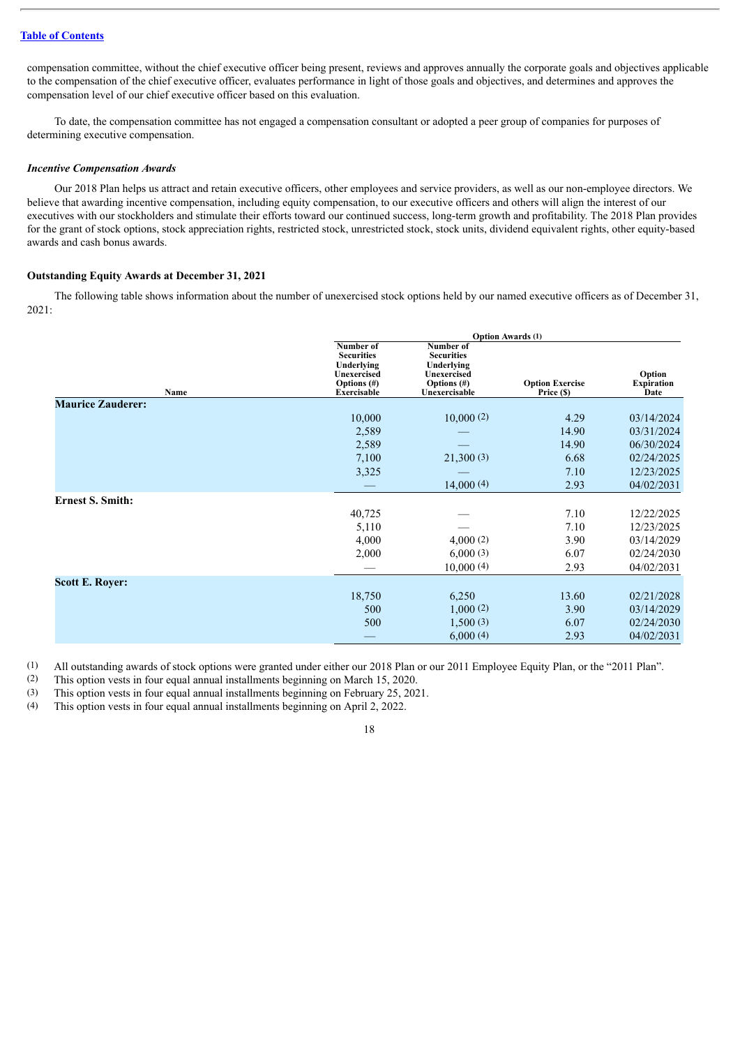compensation committee, without the chief executive officer being present, reviews and approves annually the corporate goals and objectives applicable to the compensation of the chief executive officer, evaluates performance in light of those goals and objectives, and determines and approves the compensation level of our chief executive officer based on this evaluation.

To date, the compensation committee has not engaged a compensation consultant or adopted a peer group of companies for purposes of determining executive compensation.

***Incentive Compensation Awards***

Our 2018 Plan helps us attract and retain executive officers, other employees and service providers, as well as our non-employee directors. We believe that awarding incentive compensation, including equity compensation, to our executive officers and others will align the interest of our executives with our stockholders and stimulate their efforts toward our continued success, long-term growth and profitability. The 2018 Plan provides for the grant of stock options, stock appreciation rights, restricted stock, unrestricted stock, stock units, dividend equivalent rights, other equity-based awards and cash bonus awards.

**Outstanding Equity Awards at December 31, 2021**

The following table shows information about the number of unexercised stock options held by our named executive officers as of December 31, 2021:

| | Option Awards (1) | | | |
|---|---|---|---|---|
| Name | Number of Securities Underlying Unexercised Options (#) Exercisable | Number of Securities Underlying Unexercised Options (#) Unexercisable | Option Exercise Price ($) | Option Expiration Date |
| **Maurice Zauderer:** | | | | |
| | 10,000 | 10,000 (2) | 4.29 | 03/14/2024 |
| | 2,589 | — | 14.90 | 03/31/2024 |
| | 2,589 | — | 14.90 | 06/30/2024 |
| | 7,100 | 21,300 (3) | 6.68 | 02/24/2025 |
| | 3,325 | — | 7.10 | 12/23/2025 |
| | — | 14,000 (4) | 2.93 | 04/02/2031 |
| **Ernest S. Smith:** | | | | |
| | 40,725 | — | 7.10 | 12/22/2025 |
| | 5,110 | — | 7.10 | 12/23/2025 |
| | 4,000 | 4,000 (2) | 3.90 | 03/14/2029 |
| | 2,000 | 6,000 (3) | 6.07 | 02/24/2030 |
| | — | 10,000 (4) | 2.93 | 04/02/2031 |
| **Scott E. Royer:** | | | | |
| | 18,750 | 6,250 | 13.60 | 02/21/2028 |
| | 500 | 1,000 (2) | 3.90 | 03/14/2029 |
| | 500 | 1,500 (3) | 6.07 | 02/24/2030 |
| | — | 6,000 (4) | 2.93 | 04/02/2031 |

(1) All outstanding awards of stock options were granted under either our 2018 Plan or our 2011 Employee Equity Plan, or the "2011 Plan".
(2) This option vests in four equal annual installments beginning on March 15, 2020.
(3) This option vests in four equal annual installments beginning on February 25, 2021.
(4) This option vests in four equal annual installments beginning on April 2, 2022.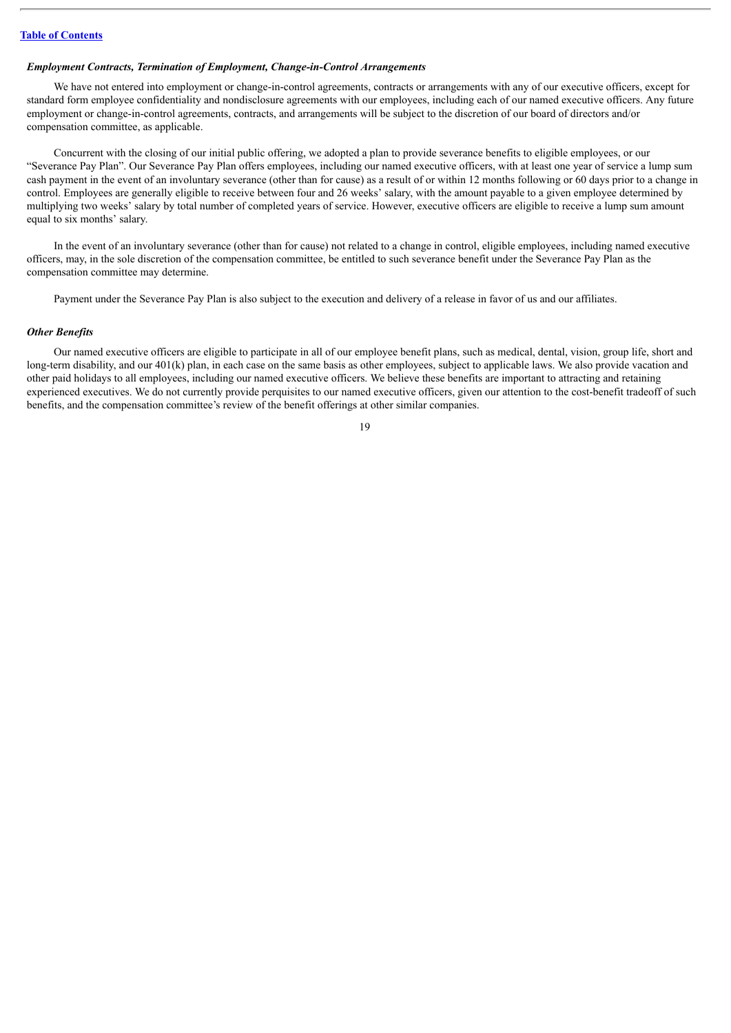### *Employment Contracts, Termination of Employment, Change-in-Control Arrangements*

We have not entered into employment or change-in-control agreements, contracts or arrangements with any of our executive officers, except for standard form employee confidentiality and nondisclosure agreements with our employees, including each of our named executive officers. Any future employment or change-in-control agreements, contracts, and arrangements will be subject to the discretion of our board of directors and/or compensation committee, as applicable.

Concurrent with the closing of our initial public offering, we adopted a plan to provide severance benefits to eligible employees, or our "Severance Pay Plan". Our Severance Pay Plan offers employees, including our named executive officers, with at least one year of service a lump sum cash payment in the event of an involuntary severance (other than for cause) as a result of or within 12 months following or 60 days prior to a change in control. Employees are generally eligible to receive between four and 26 weeks' salary, with the amount payable to a given employee determined by multiplying two weeks' salary by total number of completed years of service. However, executive officers are eligible to receive a lump sum amount equal to six months' salary.

In the event of an involuntary severance (other than for cause) not related to a change in control, eligible employees, including named executive officers, may, in the sole discretion of the compensation committee, be entitled to such severance benefit under the Severance Pay Plan as the compensation committee may determine.

Payment under the Severance Pay Plan is also subject to the execution and delivery of a release in favor of us and our affiliates.

### *Other Benefits*

Our named executive officers are eligible to participate in all of our employee benefit plans, such as medical, dental, vision, group life, short and long-term disability, and our 401(k) plan, in each case on the same basis as other employees, subject to applicable laws. We also provide vacation and other paid holidays to all employees, including our named executive officers. We believe these benefits are important to attracting and retaining experienced executives. We do not currently provide perquisites to our named executive officers, given our attention to the cost-benefit tradeoff of such benefits, and the compensation committee's review of the benefit offerings at other similar companies.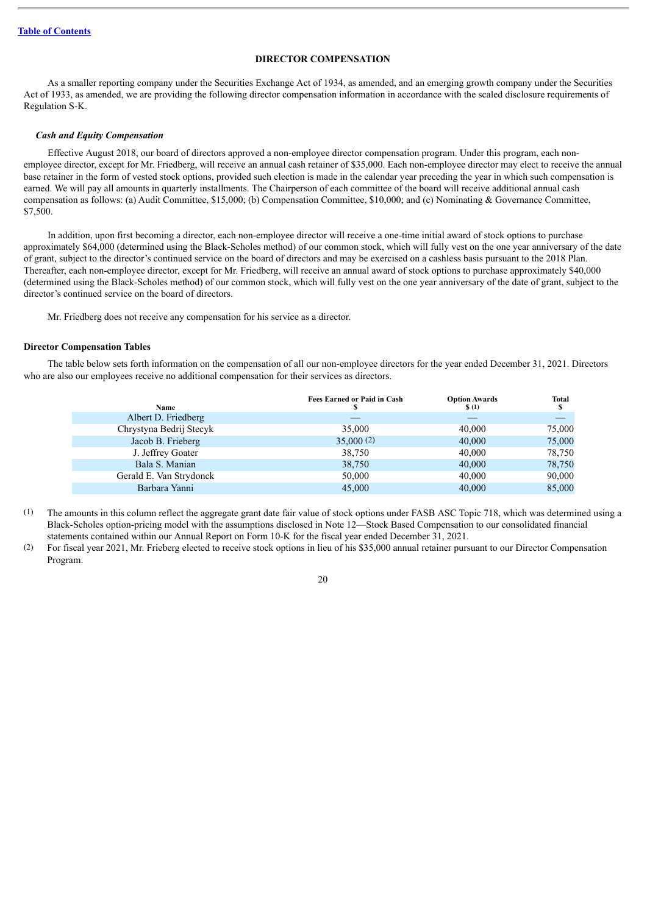## DIRECTOR COMPENSATION

As a smaller reporting company under the Securities Exchange Act of 1934, as amended, and an emerging growth company under the Securities Act of 1933, as amended, we are providing the following director compensation information in accordance with the scaled disclosure requirements of Regulation S-K.

### *Cash and Equity Compensation*

Effective August 2018, our board of directors approved a non-employee director compensation program. Under this program, each non-employee director, except for Mr. Friedberg, will receive an annual cash retainer of $35,000. Each non-employee director may elect to receive the annual base retainer in the form of vested stock options, provided such election is made in the calendar year preceding the year in which such compensation is earned. We will pay all amounts in quarterly installments. The Chairperson of each committee of the board will receive additional annual cash compensation as follows: (a) Audit Committee, $15,000; (b) Compensation Committee, $10,000; and (c) Nominating & Governance Committee, $7,500.

In addition, upon first becoming a director, each non-employee director will receive a one-time initial award of stock options to purchase approximately $64,000 (determined using the Black-Scholes method) of our common stock, which will fully vest on the one year anniversary of the date of grant, subject to the director's continued service on the board of directors and may be exercised on a cashless basis pursuant to the 2018 Plan. Thereafter, each non-employee director, except for Mr. Friedberg, will receive an annual award of stock options to purchase approximately $40,000 (determined using the Black-Scholes method) of our common stock, which will fully vest on the one year anniversary of the date of grant, subject to the director's continued service on the board of directors.

Mr. Friedberg does not receive any compensation for his service as a director.

### Director Compensation Tables

The table below sets forth information on the compensation of all our non-employee directors for the year ended December 31, 2021. Directors who are also our employees receive no additional compensation for their services as directors.

| Name | Fees Earned or Paid in Cash $ | Option Awards $ (1) | Total $ |
|---|---|---|---|
| Albert D. Friedberg | — | — | — |
| Chrystyna Bedrij Stecyk | 35,000 | 40,000 | 75,000 |
| Jacob B. Frieberg | 35,000 (2) | 40,000 | 75,000 |
| J. Jeffrey Goater | 38,750 | 40,000 | 78,750 |
| Bala S. Manian | 38,750 | 40,000 | 78,750 |
| Gerald E. Van Strydonck | 50,000 | 40,000 | 90,000 |
| Barbara Yanni | 45,000 | 40,000 | 85,000 |

(1) The amounts in this column reflect the aggregate grant date fair value of stock options under FASB ASC Topic 718, which was determined using a Black-Scholes option-pricing model with the assumptions disclosed in Note 12—Stock Based Compensation to our consolidated financial statements contained within our Annual Report on Form 10-K for the fiscal year ended December 31, 2021.

(2) For fiscal year 2021, Mr. Frieberg elected to receive stock options in lieu of his $35,000 annual retainer pursuant to our Director Compensation Program.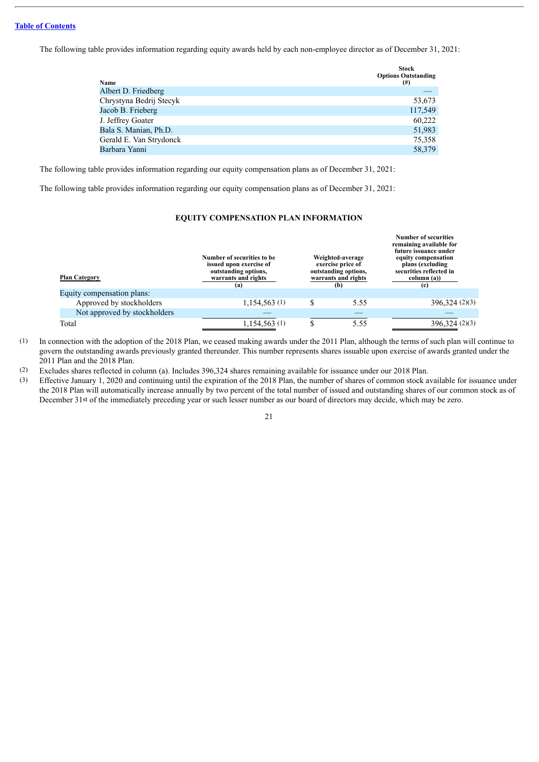The following table provides information regarding equity awards held by each non-employee director as of December 31, 2021:

| Name | Stock Options Outstanding (#) |
|---|---|
| Albert D. Friedberg | — |
| Chrystyna Bedrij Stecyk | 53,673 |
| Jacob B. Frieberg | 117,549 |
| J. Jeffrey Goater | 60,222 |
| Bala S. Manian, Ph.D. | 51,983 |
| Gerald E. Van Strydonck | 75,358 |
| Barbara Yanni | 58,379 |

The following table provides information regarding our equity compensation plans as of December 31, 2021:

The following table provides information regarding our equity compensation plans as of December 31, 2021:

**EQUITY COMPENSATION PLAN INFORMATION**

| Plan Category | Number of securities to be issued upon exercise of outstanding options, warrants and rights (a) | Weighted-average exercise price of outstanding options, warrants and rights (b) | Number of securities remaining available for future issuance under equity compensation plans (excluding securities reflected in column (a)) (c) |
|---|---|---|---|
| Equity compensation plans: | | | |
| Approved by stockholders | 1,154,563 (1) | $ 5.55 | 396,324 (2)(3) |
| Not approved by stockholders | — | — | — |
| Total | 1,154,563 (1) | $ 5.55 | 396,324 (2)(3) |

(1) In connection with the adoption of the 2018 Plan, we ceased making awards under the 2011 Plan, although the terms of such plan will continue to govern the outstanding awards previously granted thereunder. This number represents shares issuable upon exercise of awards granted under the 2011 Plan and the 2018 Plan.

(2) Excludes shares reflected in column (a). Includes 396,324 shares remaining available for issuance under our 2018 Plan.

(3) Effective January 1, 2020 and continuing until the expiration of the 2018 Plan, the number of shares of common stock available for issuance under the 2018 Plan will automatically increase annually by two percent of the total number of issued and outstanding shares of our common stock as of December 31st of the immediately preceding year or such lesser number as our board of directors may decide, which may be zero.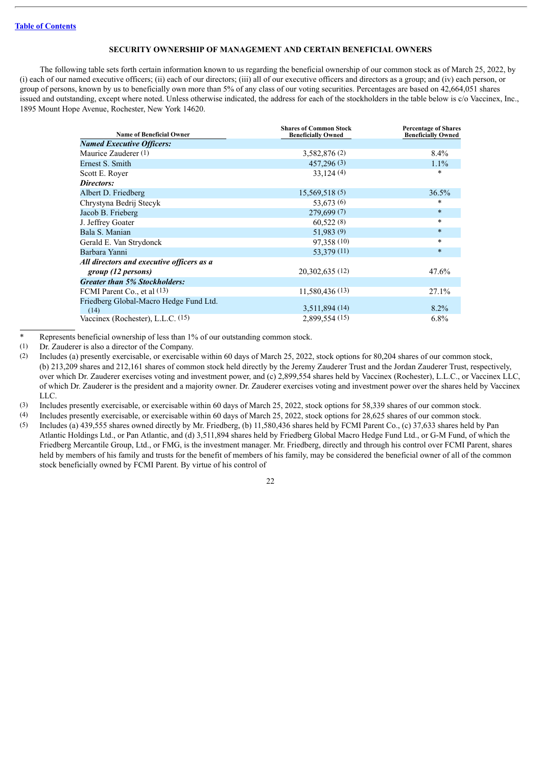[Table of Contents](#)

## SECURITY OWNERSHIP OF MANAGEMENT AND CERTAIN BENEFICIAL OWNERS

The following table sets forth certain information known to us regarding the beneficial ownership of our common stock as of March 25, 2022, by (i) each of our named executive officers; (ii) each of our directors; (iii) all of our executive officers and directors as a group; and (iv) each person, or group of persons, known by us to beneficially own more than 5% of any class of our voting securities. Percentages are based on 42,664,051 shares issued and outstanding, except where noted. Unless otherwise indicated, the address for each of the stockholders in the table below is c/o Vaccinex, Inc., 1895 Mount Hope Avenue, Rochester, New York 14620.

| Name of Beneficial Owner | Shares of Common Stock Beneficially Owned | Percentage of Shares Beneficially Owned |
|---|---|---|
| ***Named Executive Officers:*** | | |
| Maurice Zauderer (1) | 3,582,876 (2) | 8.4% |
| Ernest S. Smith | 457,296 (3) | 1.1% |
| Scott E. Royer | 33,124 (4) | * |
| ***Directors:*** | | |
| Albert D. Friedberg | 15,569,518 (5) | 36.5% |
| Chrystyna Bedrij Stecyk | 53,673 (6) | * |
| Jacob B. Frieberg | 279,699 (7) | * |
| J. Jeffrey Goater | 60,522 (8) | * |
| Bala S. Manian | 51,983 (9) | * |
| Gerald E. Van Strydonck | 97,358 (10) | * |
| Barbara Yanni | 53,379 (11) | * |
| ***All directors and executive officers as a group (12 persons)*** | 20,302,635 (12) | 47.6% |
| ***Greater than 5% Stockholders:*** | | |
| FCMI Parent Co., et al (13) | 11,580,436 (13) | 27.1% |
| Friedberg Global-Macro Hedge Fund Ltd. (14) | 3,511,894 (14) | 8.2% |
| Vaccinex (Rochester), L.L.C. (15) | 2,899,554 (15) | 6.8% |

\* Represents beneficial ownership of less than 1% of our outstanding common stock.

(1) Dr. Zauderer is also a director of the Company.

(2) Includes (a) presently exercisable, or exercisable within 60 days of March 25, 2022, stock options for 80,204 shares of our common stock, (b) 213,209 shares and 212,161 shares of common stock held directly by the Jeremy Zauderer Trust and the Jordan Zauderer Trust, respectively, over which Dr. Zauderer exercises voting and investment power, and (c) 2,899,554 shares held by Vaccinex (Rochester), L.L.C., or Vaccinex LLC, of which Dr. Zauderer is the president and a majority owner. Dr. Zauderer exercises voting and investment power over the shares held by Vaccinex LLC.

(3) Includes presently exercisable, or exercisable within 60 days of March 25, 2022, stock options for 58,339 shares of our common stock.

(4) Includes presently exercisable, or exercisable within 60 days of March 25, 2022, stock options for 28,625 shares of our common stock.

(5) Includes (a) 439,555 shares owned directly by Mr. Friedberg, (b) 11,580,436 shares held by FCMI Parent Co., (c) 37,633 shares held by Pan Atlantic Holdings Ltd., or Pan Atlantic, and (d) 3,511,894 shares held by Friedberg Global Macro Hedge Fund Ltd., or G-M Fund, of which the Friedberg Mercantile Group, Ltd., or FMG, is the investment manager. Mr. Friedberg, directly and through his control over FCMI Parent, shares held by members of his family and trusts for the benefit of members of his family, may be considered the beneficial owner of all of the common stock beneficially owned by FCMI Parent. By virtue of his control of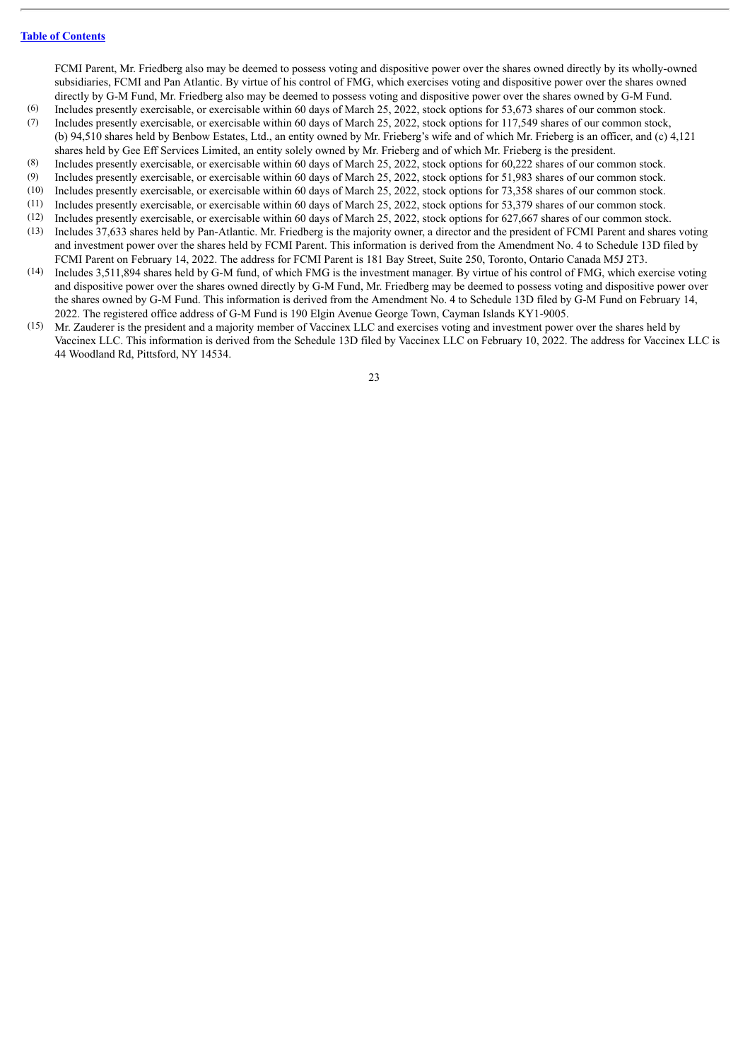FCMI Parent, Mr. Friedberg also may be deemed to possess voting and dispositive power over the shares owned directly by its wholly-owned subsidiaries, FCMI and Pan Atlantic. By virtue of his control of FMG, which exercises voting and dispositive power over the shares owned directly by G-M Fund, Mr. Friedberg also may be deemed to possess voting and dispositive power over the shares owned by G-M Fund.

(6) Includes presently exercisable, or exercisable within 60 days of March 25, 2022, stock options for 53,673 shares of our common stock.

(7) Includes presently exercisable, or exercisable within 60 days of March 25, 2022, stock options for 117,549 shares of our common stock, (b) 94,510 shares held by Benbow Estates, Ltd., an entity owned by Mr. Frieberg's wife and of which Mr. Frieberg is an officer, and (c) 4,121 shares held by Gee Eff Services Limited, an entity solely owned by Mr. Frieberg and of which Mr. Frieberg is the president.

(8) Includes presently exercisable, or exercisable within 60 days of March 25, 2022, stock options for 60,222 shares of our common stock.

(9) Includes presently exercisable, or exercisable within 60 days of March 25, 2022, stock options for 51,983 shares of our common stock.

(10) Includes presently exercisable, or exercisable within 60 days of March 25, 2022, stock options for 73,358 shares of our common stock.

(11) Includes presently exercisable, or exercisable within 60 days of March 25, 2022, stock options for 53,379 shares of our common stock.

(12) Includes presently exercisable, or exercisable within 60 days of March 25, 2022, stock options for 627,667 shares of our common stock.

(13) Includes 37,633 shares held by Pan-Atlantic. Mr. Friedberg is the majority owner, a director and the president of FCMI Parent and shares voting and investment power over the shares held by FCMI Parent. This information is derived from the Amendment No. 4 to Schedule 13D filed by FCMI Parent on February 14, 2022. The address for FCMI Parent is 181 Bay Street, Suite 250, Toronto, Ontario Canada M5J 2T3.

(14) Includes 3,511,894 shares held by G-M fund, of which FMG is the investment manager. By virtue of his control of FMG, which exercise voting and dispositive power over the shares owned directly by G-M Fund, Mr. Friedberg may be deemed to possess voting and dispositive power over the shares owned by G-M Fund. This information is derived from the Amendment No. 4 to Schedule 13D filed by G-M Fund on February 14, 2022. The registered office address of G-M Fund is 190 Elgin Avenue George Town, Cayman Islands KY1-9005.

(15) Mr. Zauderer is the president and a majority member of Vaccinex LLC and exercises voting and investment power over the shares held by Vaccinex LLC. This information is derived from the Schedule 13D filed by Vaccinex LLC on February 10, 2022. The address for Vaccinex LLC is 44 Woodland Rd, Pittsford, NY 14534.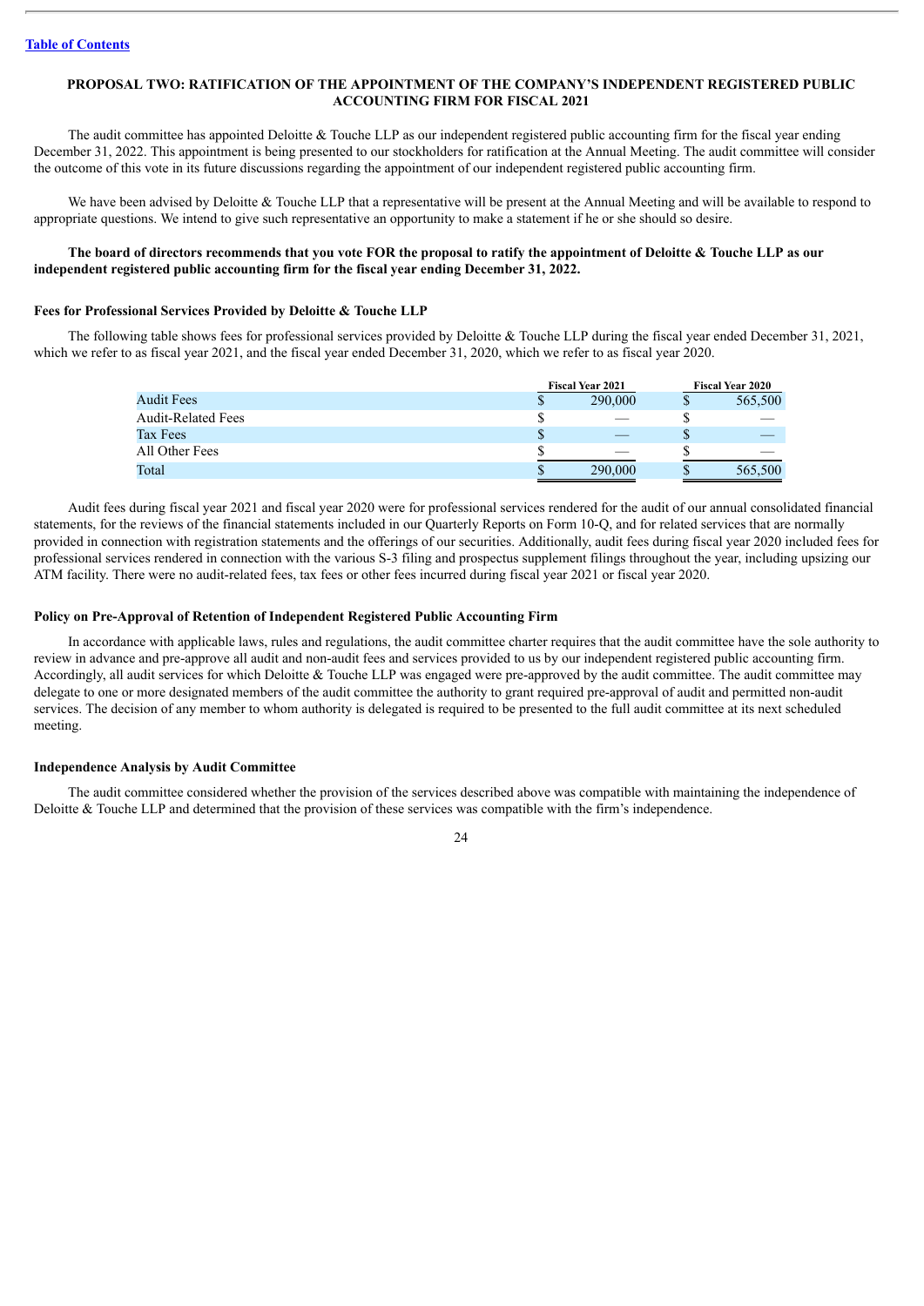[Table of Contents](#)

## PROPOSAL TWO: RATIFICATION OF THE APPOINTMENT OF THE COMPANY'S INDEPENDENT REGISTERED PUBLIC ACCOUNTING FIRM FOR FISCAL 2021

The audit committee has appointed Deloitte & Touche LLP as our independent registered public accounting firm for the fiscal year ending December 31, 2022. This appointment is being presented to our stockholders for ratification at the Annual Meeting. The audit committee will consider the outcome of this vote in its future discussions regarding the appointment of our independent registered public accounting firm.

We have been advised by Deloitte & Touche LLP that a representative will be present at the Annual Meeting and will be available to respond to appropriate questions. We intend to give such representative an opportunity to make a statement if he or she should so desire.

**The board of directors recommends that you vote FOR the proposal to ratify the appointment of Deloitte & Touche LLP as our independent registered public accounting firm for the fiscal year ending December 31, 2022.**

### Fees for Professional Services Provided by Deloitte & Touche LLP

The following table shows fees for professional services provided by Deloitte & Touche LLP during the fiscal year ended December 31, 2021, which we refer to as fiscal year 2021, and the fiscal year ended December 31, 2020, which we refer to as fiscal year 2020.

| | Fiscal Year 2021 | Fiscal Year 2020 |
|---|---|---|
| Audit Fees | $ 290,000 | $ 565,500 |
| Audit-Related Fees | $ — | $ — |
| Tax Fees | $ — | $ — |
| All Other Fees | $ — | $ — |
| Total | $ 290,000 | $ 565,500 |

Audit fees during fiscal year 2021 and fiscal year 2020 were for professional services rendered for the audit of our annual consolidated financial statements, for the reviews of the financial statements included in our Quarterly Reports on Form 10-Q, and for related services that are normally provided in connection with registration statements and the offerings of our securities. Additionally, audit fees during fiscal year 2020 included fees for professional services rendered in connection with the various S-3 filing and prospectus supplement filings throughout the year, including upsizing our ATM facility. There were no audit-related fees, tax fees or other fees incurred during fiscal year 2021 or fiscal year 2020.

### Policy on Pre-Approval of Retention of Independent Registered Public Accounting Firm

In accordance with applicable laws, rules and regulations, the audit committee charter requires that the audit committee have the sole authority to review in advance and pre-approve all audit and non-audit fees and services provided to us by our independent registered public accounting firm. Accordingly, all audit services for which Deloitte & Touche LLP was engaged were pre-approved by the audit committee. The audit committee may delegate to one or more designated members of the audit committee the authority to grant required pre-approval of audit and permitted non-audit services. The decision of any member to whom authority is delegated is required to be presented to the full audit committee at its next scheduled meeting.

### Independence Analysis by Audit Committee

The audit committee considered whether the provision of the services described above was compatible with maintaining the independence of Deloitte & Touche LLP and determined that the provision of these services was compatible with the firm's independence.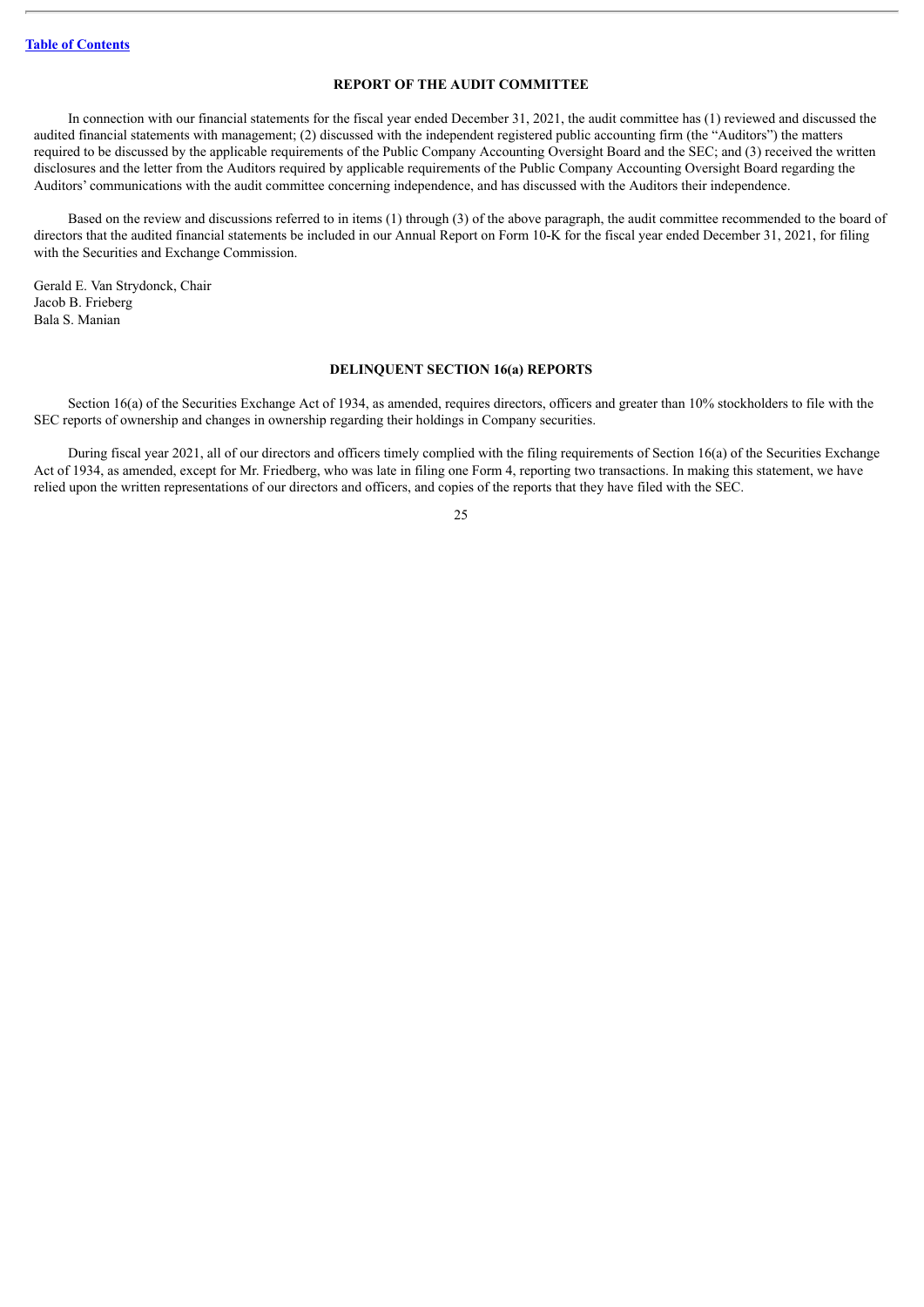[Table of Contents](#)

## REPORT OF THE AUDIT COMMITTEE

In connection with our financial statements for the fiscal year ended December 31, 2021, the audit committee has (1) reviewed and discussed the audited financial statements with management; (2) discussed with the independent registered public accounting firm (the "Auditors") the matters required to be discussed by the applicable requirements of the Public Company Accounting Oversight Board and the SEC; and (3) received the written disclosures and the letter from the Auditors required by applicable requirements of the Public Company Accounting Oversight Board regarding the Auditors' communications with the audit committee concerning independence, and has discussed with the Auditors their independence.

Based on the review and discussions referred to in items (1) through (3) of the above paragraph, the audit committee recommended to the board of directors that the audited financial statements be included in our Annual Report on Form 10-K for the fiscal year ended December 31, 2021, for filing with the Securities and Exchange Commission.

Gerald E. Van Strydonck, Chair
Jacob B. Frieberg
Bala S. Manian

## DELINQUENT SECTION 16(a) REPORTS

Section 16(a) of the Securities Exchange Act of 1934, as amended, requires directors, officers and greater than 10% stockholders to file with the SEC reports of ownership and changes in ownership regarding their holdings in Company securities.

During fiscal year 2021, all of our directors and officers timely complied with the filing requirements of Section 16(a) of the Securities Exchange Act of 1934, as amended, except for Mr. Friedberg, who was late in filing one Form 4, reporting two transactions. In making this statement, we have relied upon the written representations of our directors and officers, and copies of the reports that they have filed with the SEC.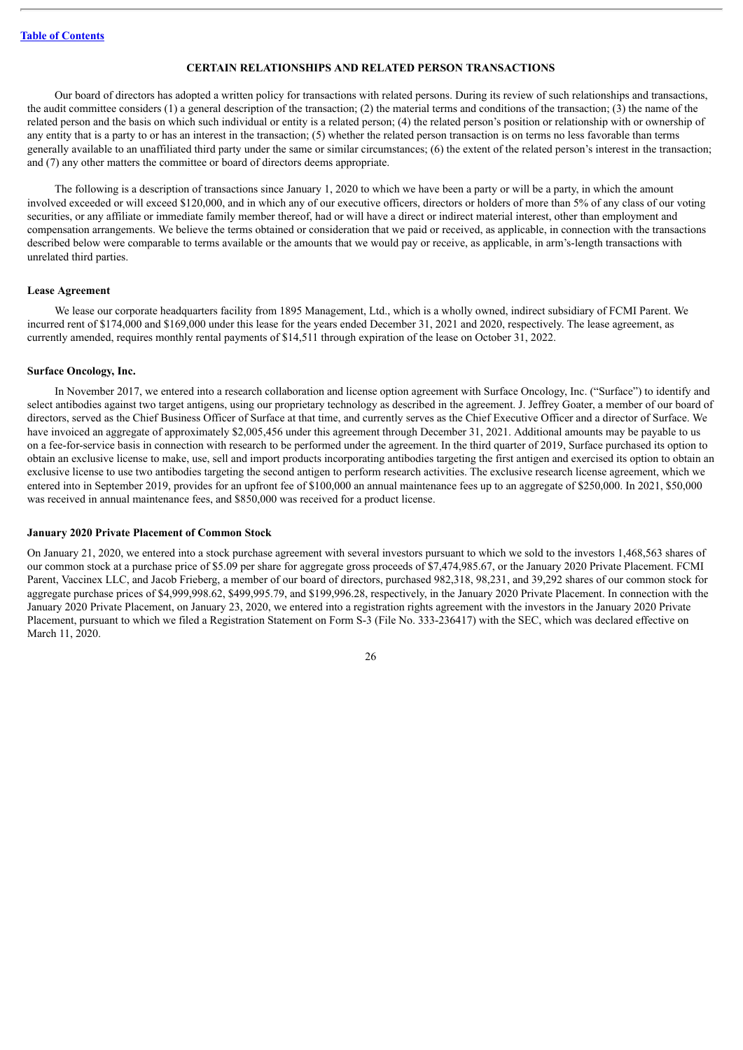[Table of Contents](#)

## CERTAIN RELATIONSHIPS AND RELATED PERSON TRANSACTIONS

Our board of directors has adopted a written policy for transactions with related persons. During its review of such relationships and transactions, the audit committee considers (1) a general description of the transaction; (2) the material terms and conditions of the transaction; (3) the name of the related person and the basis on which such individual or entity is a related person; (4) the related person's position or relationship with or ownership of any entity that is a party to or has an interest in the transaction; (5) whether the related person transaction is on terms no less favorable than terms generally available to an unaffiliated third party under the same or similar circumstances; (6) the extent of the related person's interest in the transaction; and (7) any other matters the committee or board of directors deems appropriate.

The following is a description of transactions since January 1, 2020 to which we have been a party or will be a party, in which the amount involved exceeded or will exceed $120,000, and in which any of our executive officers, directors or holders of more than 5% of any class of our voting securities, or any affiliate or immediate family member thereof, had or will have a direct or indirect material interest, other than employment and compensation arrangements. We believe the terms obtained or consideration that we paid or received, as applicable, in connection with the transactions described below were comparable to terms available or the amounts that we would pay or receive, as applicable, in arm's-length transactions with unrelated third parties.

### Lease Agreement

We lease our corporate headquarters facility from 1895 Management, Ltd., which is a wholly owned, indirect subsidiary of FCMI Parent. We incurred rent of $174,000 and $169,000 under this lease for the years ended December 31, 2021 and 2020, respectively. The lease agreement, as currently amended, requires monthly rental payments of $14,511 through expiration of the lease on October 31, 2022.

### Surface Oncology, Inc.

In November 2017, we entered into a research collaboration and license option agreement with Surface Oncology, Inc. ("Surface") to identify and select antibodies against two target antigens, using our proprietary technology as described in the agreement. J. Jeffrey Goater, a member of our board of directors, served as the Chief Business Officer of Surface at that time, and currently serves as the Chief Executive Officer and a director of Surface. We have invoiced an aggregate of approximately $2,005,456 under this agreement through December 31, 2021. Additional amounts may be payable to us on a fee-for-service basis in connection with research to be performed under the agreement. In the third quarter of 2019, Surface purchased its option to obtain an exclusive license to make, use, sell and import products incorporating antibodies targeting the first antigen and exercised its option to obtain an exclusive license to use two antibodies targeting the second antigen to perform research activities. The exclusive research license agreement, which we entered into in September 2019, provides for an upfront fee of $100,000 an annual maintenance fees up to an aggregate of $250,000. In 2021, $50,000 was received in annual maintenance fees, and $850,000 was received for a product license.

### January 2020 Private Placement of Common Stock

On January 21, 2020, we entered into a stock purchase agreement with several investors pursuant to which we sold to the investors 1,468,563 shares of our common stock at a purchase price of $5.09 per share for aggregate gross proceeds of $7,474,985.67, or the January 2020 Private Placement. FCMI Parent, Vaccinex LLC, and Jacob Frieberg, a member of our board of directors, purchased 982,318, 98,231, and 39,292 shares of our common stock for aggregate purchase prices of $4,999,998.62, $499,995.79, and $199,996.28, respectively, in the January 2020 Private Placement. In connection with the January 2020 Private Placement, on January 23, 2020, we entered into a registration rights agreement with the investors in the January 2020 Private Placement, pursuant to which we filed a Registration Statement on Form S-3 (File No. 333-236417) with the SEC, which was declared effective on March 11, 2020.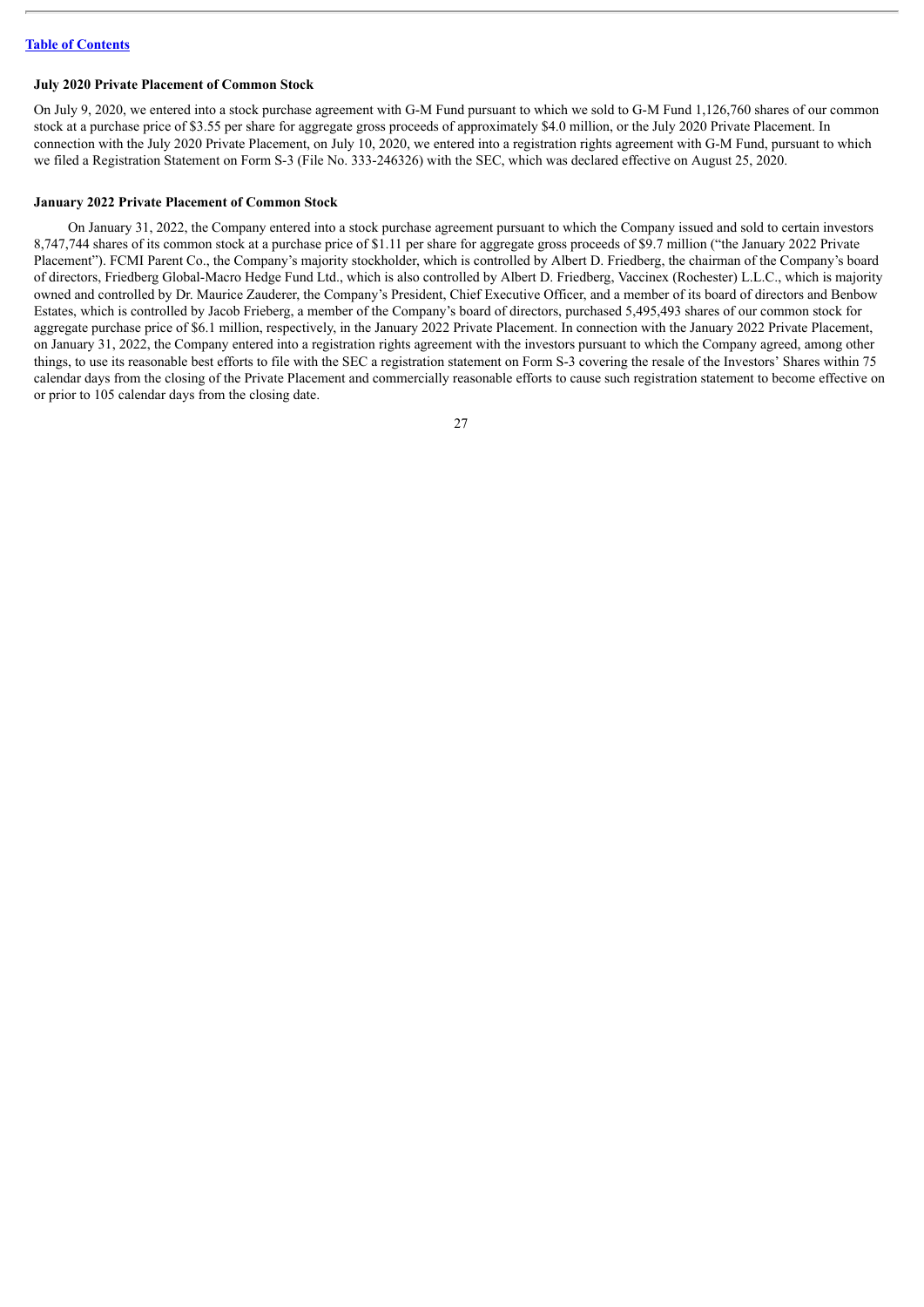**July 2020 Private Placement of Common Stock**

On July 9, 2020, we entered into a stock purchase agreement with G-M Fund pursuant to which we sold to G-M Fund 1,126,760 shares of our common stock at a purchase price of $3.55 per share for aggregate gross proceeds of approximately $4.0 million, or the July 2020 Private Placement. In connection with the July 2020 Private Placement, on July 10, 2020, we entered into a registration rights agreement with G-M Fund, pursuant to which we filed a Registration Statement on Form S-3 (File No. 333-246326) with the SEC, which was declared effective on August 25, 2020.

**January 2022 Private Placement of Common Stock**

On January 31, 2022, the Company entered into a stock purchase agreement pursuant to which the Company issued and sold to certain investors 8,747,744 shares of its common stock at a purchase price of $1.11 per share for aggregate gross proceeds of $9.7 million ("the January 2022 Private Placement"). FCMI Parent Co., the Company's majority stockholder, which is controlled by Albert D. Friedberg, the chairman of the Company's board of directors, Friedberg Global-Macro Hedge Fund Ltd., which is also controlled by Albert D. Friedberg, Vaccinex (Rochester) L.L.C., which is majority owned and controlled by Dr. Maurice Zauderer, the Company's President, Chief Executive Officer, and a member of its board of directors and Benbow Estates, which is controlled by Jacob Frieberg, a member of the Company's board of directors, purchased 5,495,493 shares of our common stock for aggregate purchase price of $6.1 million, respectively, in the January 2022 Private Placement. In connection with the January 2022 Private Placement, on January 31, 2022, the Company entered into a registration rights agreement with the investors pursuant to which the Company agreed, among other things, to use its reasonable best efforts to file with the SEC a registration statement on Form S-3 covering the resale of the Investors' Shares within 75 calendar days from the closing of the Private Placement and commercially reasonable efforts to cause such registration statement to become effective on or prior to 105 calendar days from the closing date.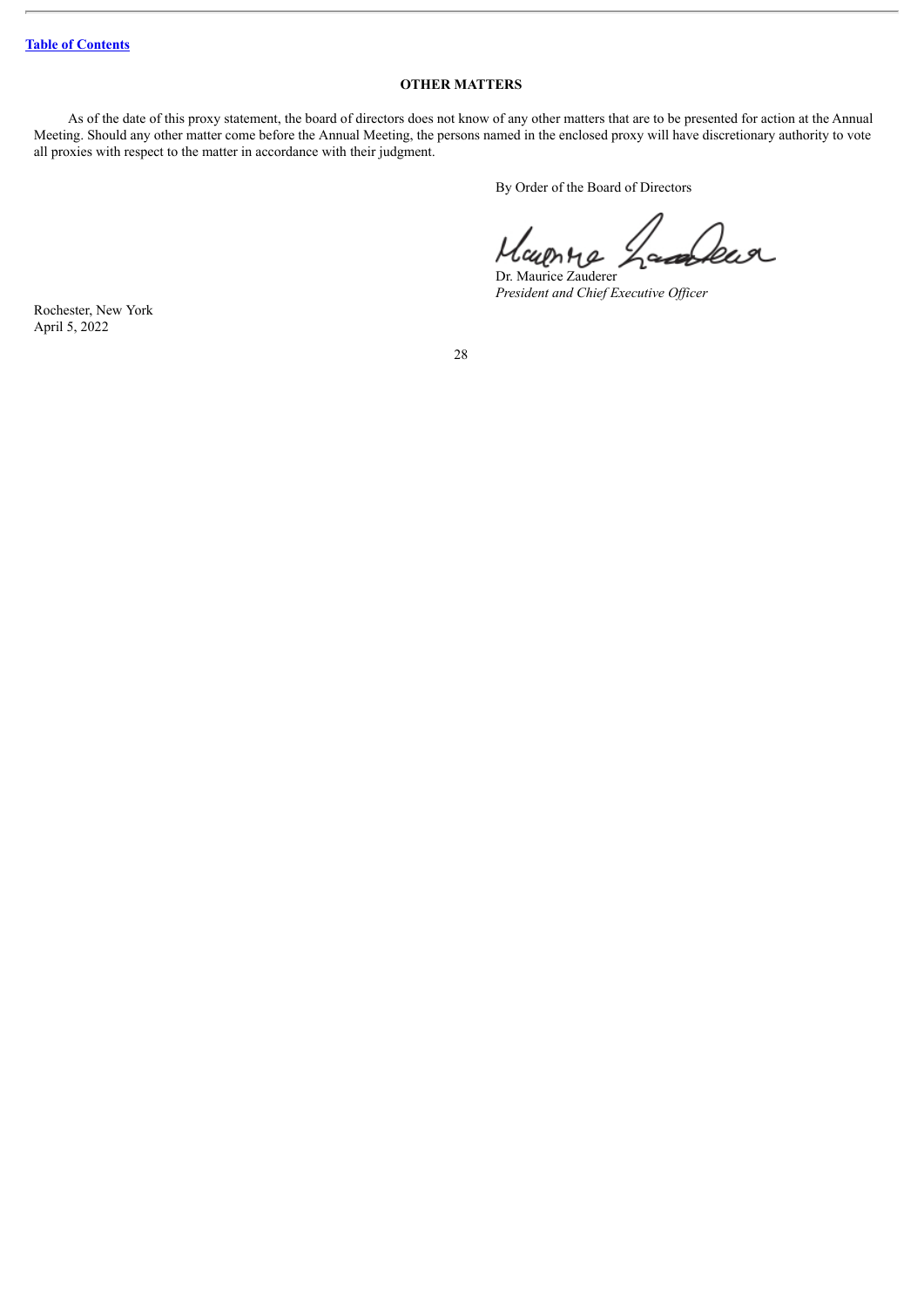## OTHER MATTERS

As of the date of this proxy statement, the board of directors does not know of any other matters that are to be presented for action at the Annual Meeting. Should any other matter come before the Annual Meeting, the persons named in the enclosed proxy will have discretionary authority to vote all proxies with respect to the matter in accordance with their judgment.

By Order of the Board of Directors

Dr. Maurice Zauderer
*President and Chief Executive Officer*

Rochester, New York
April 5, 2022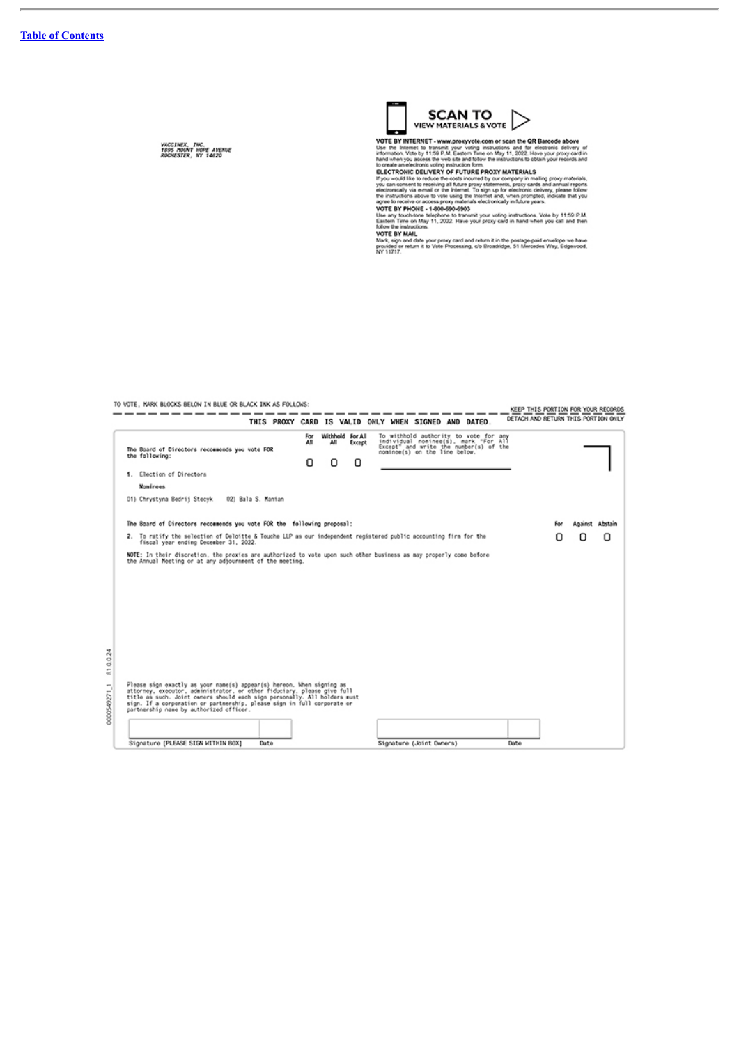[Table of Contents](#)

VACCINEX, INC.
1895 MOUNT HOPE AVENUE
ROCHESTER, NY 14620

**SCAN TO VIEW MATERIALS & VOTE**

**VOTE BY INTERNET - www.proxyvote.com or scan the QR Barcode above**
Use the Internet to transmit your voting instructions and for electronic delivery of information. Vote by 11:59 P.M. Eastern Time on May 11, 2022. Have your proxy card in hand when you access the web site and follow the instructions to obtain your records and to create an electronic voting instruction form.

**ELECTRONIC DELIVERY OF FUTURE PROXY MATERIALS**
If you would like to reduce the costs incurred by our company in mailing proxy materials, you can consent to receiving all future proxy statements, proxy cards and annual reports electronically via e-mail or the Internet. To sign up for electronic delivery, please follow the instructions above to vote using the Internet and, when prompted, indicate that you agree to receive or access proxy materials electronically in future years.

**VOTE BY PHONE - 1-800-690-6903**
Use any touch-tone telephone to transmit your voting instructions. Vote by 11:59 P.M. Eastern Time on May 11, 2022. Have your proxy card in hand when you call and then follow the instructions.

**VOTE BY MAIL**
Mark, sign and date your proxy card and return it in the postage-paid envelope we have provided or return it to Vote Processing, c/o Broadridge, 51 Mercedes Way, Edgewood, NY 11717.

TO VOTE, MARK BLOCKS BELOW IN BLUE OR BLACK INK AS FOLLOWS:

KEEP THIS PORTION FOR YOUR RECORDS

THIS PROXY CARD IS VALID ONLY WHEN SIGNED AND DATED.

DETACH AND RETURN THIS PORTION ONLY

The Board of Directors recommends you vote FOR the following:

| | For All | Withhold All | For All Except | To withhold authority to vote for any individual nominee(s), mark "For All Except" and write the number(s) of the nominee(s) on the line below. |
|---|---|---|---|---|
| 1. Election of Directors | ☐ | ☐ | ☐ | ______________________ |

Nominees

01) Chrystyna Bedrij Stecyk    02) Bala S. Manian

The Board of Directors recommends you vote FOR the following proposal:

| | For | Against | Abstain |
|---|---|---|---|
| 2. To ratify the selection of Deloitte & Touche LLP as our independent registered public accounting firm for the fiscal year ending December 31, 2022. | ☐ | ☐ | ☐ |

**NOTE:** In their discretion, the proxies are authorized to vote upon such other business as may properly come before the Annual Meeting or at any adjournment of the meeting.

Please sign exactly as your name(s) appear(s) hereon. When signing as attorney, executor, administrator, or other fiduciary, please give full title as such. Joint owners should each sign personally. All holders must sign. If a corporation or partnership, please sign in full corporate or partnership name by authorized officer.

| Signature [PLEASE SIGN WITHIN BOX] | Date | | Signature (Joint Owners) | Date |
|---|---|---|---|---|

0000549271_1 R1.0.0.24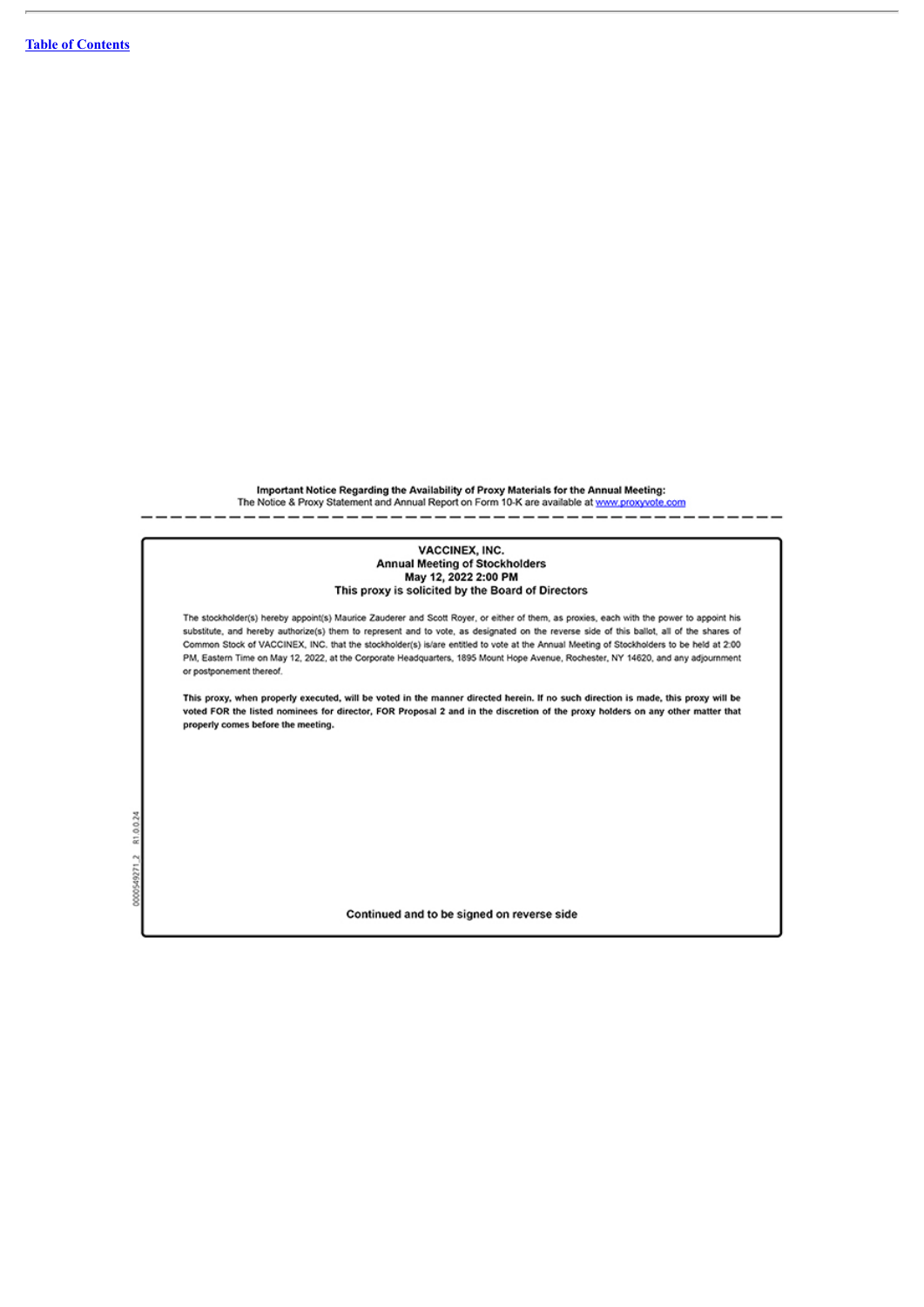[Table of Contents](#)

**Important Notice Regarding the Availability of Proxy Materials for the Annual Meeting:**
The Notice & Proxy Statement and Annual Report on Form 10-K are available at [www.proxyvote.com](http://www.proxyvote.com)

**VACCINEX, INC.**
**Annual Meeting of Stockholders**
**May 12, 2022 2:00 PM**
**This proxy is solicited by the Board of Directors**

The stockholder(s) hereby appoint(s) Maurice Zauderer and Scott Royer, or either of them, as proxies, each with the power to appoint his substitute, and hereby authorize(s) them to represent and to vote, as designated on the reverse side of this ballot, all of the shares of Common Stock of VACCINEX, INC. that the stockholder(s) is/are entitled to vote at the Annual Meeting of Stockholders to be held at 2:00 PM, Eastern Time on May 12, 2022, at the Corporate Headquarters, 1895 Mount Hope Avenue, Rochester, NY 14620, and any adjournment or postponement thereof.

**This proxy, when properly executed, will be voted in the manner directed herein. If no such direction is made, this proxy will be voted FOR the listed nominees for director, FOR Proposal 2 and in the discretion of the proxy holders on any other matter that properly comes before the meeting.**

0000549271_2 R1.0.0.24

**Continued and to be signed on reverse side**